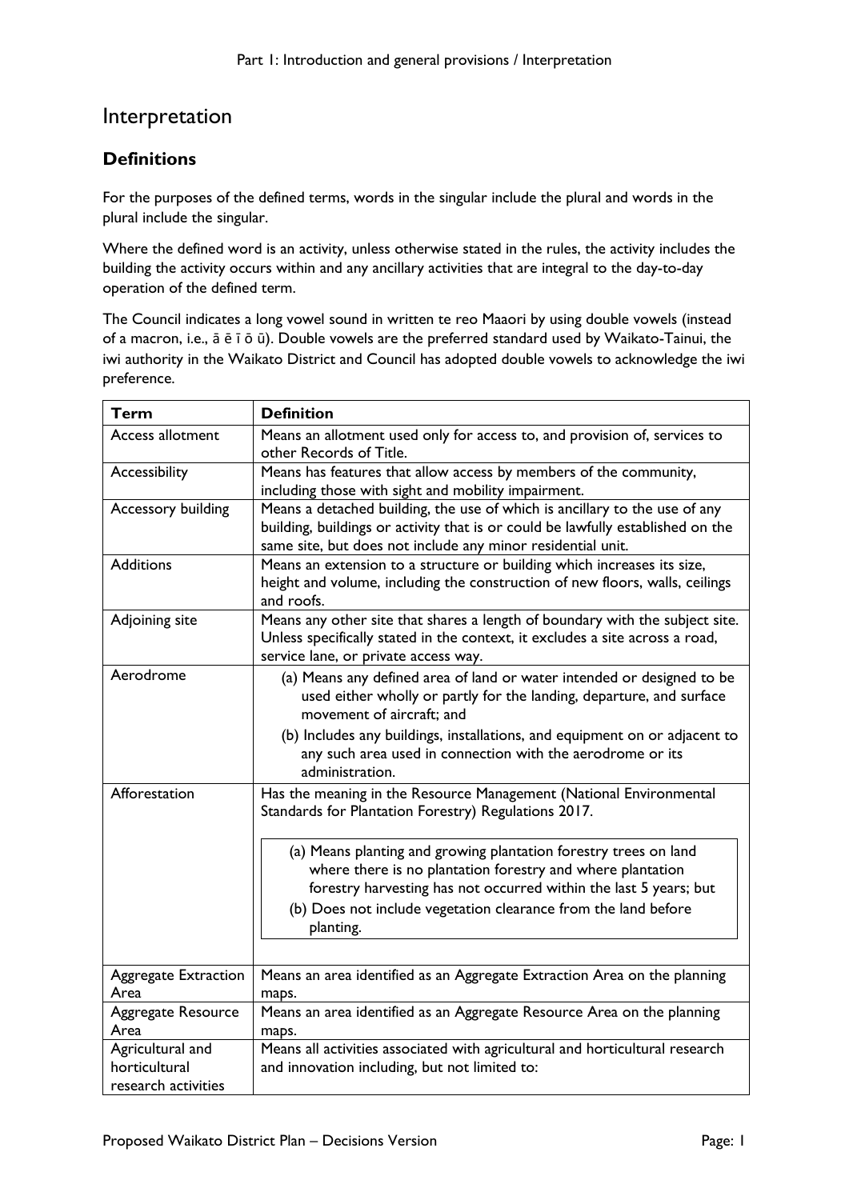# Interpretation

## Definitions

For the purposes of the defined terms, words in the singular include the plural and words in the plural include the singular.

Where the defined word is an activity, unless otherwise stated in the rules, the activity includes the building the activity occurs within and any ancillary activities that are integral to the day-to-day operation of the defined term.

The Council indicates a long vowel sound in written te reo Maaori by using double vowels (instead of a macron, i.e., ā ē ī ō ū). Double vowels are the preferred standard used by Waikato-Tainui, the iwi authority in the Waikato District and Council has adopted double vowels to acknowledge the iwi preference.

| Term | Definition |
|---|---|
| Access allotment | Means an allotment used only for access to, and provision of, services to other Records of Title. |
| Accessibility | Means has features that allow access by members of the community, including those with sight and mobility impairment. |
| Accessory building | Means a detached building, the use of which is ancillary to the use of any building, buildings or activity that is or could be lawfully established on the same site, but does not include any minor residential unit. |
| Additions | Means an extension to a structure or building which increases its size, height and volume, including the construction of new floors, walls, ceilings and roofs. |
| Adjoining site | Means any other site that shares a length of boundary with the subject site. Unless specifically stated in the context, it excludes a site across a road, service lane, or private access way. |
| Aerodrome | (a) Means any defined area of land or water intended or designed to be used either wholly or partly for the landing, departure, and surface movement of aircraft; and<br>(b) Includes any buildings, installations, and equipment on or adjacent to any such area used in connection with the aerodrome or its administration. |
| Afforestation | Has the meaning in the Resource Management (National Environmental Standards for Plantation Forestry) Regulations 2017.<br><br>(a) Means planting and growing plantation forestry trees on land where there is no plantation forestry and where plantation forestry harvesting has not occurred within the last 5 years; but<br>(b) Does not include vegetation clearance from the land before planting. |
| Aggregate Extraction Area | Means an area identified as an Aggregate Extraction Area on the planning maps. |
| Aggregate Resource Area | Means an area identified as an Aggregate Resource Area on the planning maps. |
| Agricultural and horticultural research activities | Means all activities associated with agricultural and horticultural research and innovation including, but not limited to: |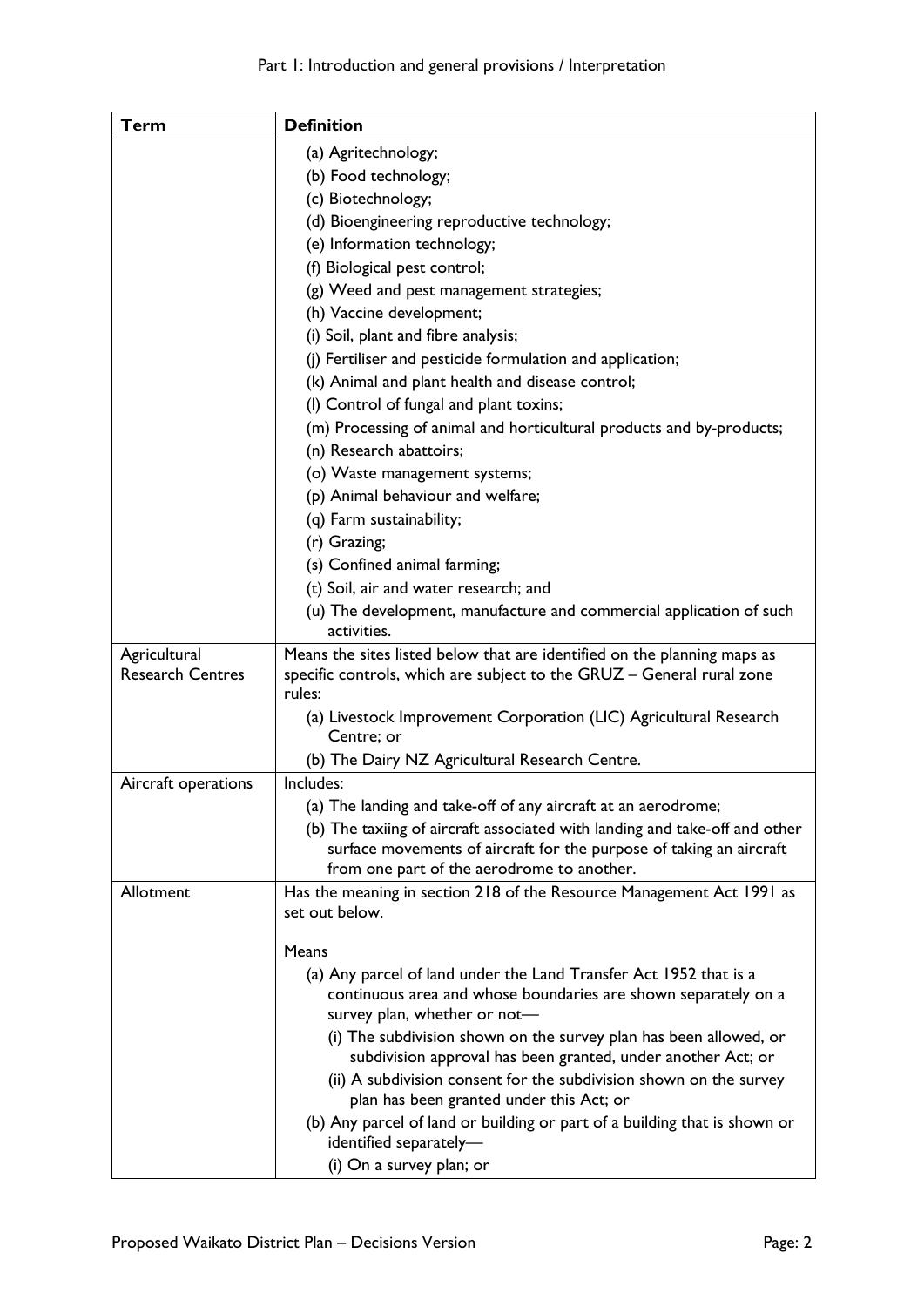| Term | Definition |
|---|---|
| | (a) Agritechnology;<br>(b) Food technology;<br>(c) Biotechnology;<br>(d) Bioengineering reproductive technology;<br>(e) Information technology;<br>(f) Biological pest control;<br>(g) Weed and pest management strategies;<br>(h) Vaccine development;<br>(i) Soil, plant and fibre analysis;<br>(j) Fertiliser and pesticide formulation and application;<br>(k) Animal and plant health and disease control;<br>(l) Control of fungal and plant toxins;<br>(m) Processing of animal and horticultural products and by-products;<br>(n) Research abattoirs;<br>(o) Waste management systems;<br>(p) Animal behaviour and welfare;<br>(q) Farm sustainability;<br>(r) Grazing;<br>(s) Confined animal farming;<br>(t) Soil, air and water research; and<br>(u) The development, manufacture and commercial application of such activities. |
| Agricultural Research Centres | Means the sites listed below that are identified on the planning maps as specific controls, which are subject to the GRUZ – General rural zone rules:<br>(a) Livestock Improvement Corporation (LIC) Agricultural Research Centre; or<br>(b) The Dairy NZ Agricultural Research Centre. |
| Aircraft operations | Includes:<br>(a) The landing and take-off of any aircraft at an aerodrome;<br>(b) The taxiing of aircraft associated with landing and take-off and other surface movements of aircraft for the purpose of taking an aircraft from one part of the aerodrome to another. |
| Allotment | Has the meaning in section 218 of the Resource Management Act 1991 as set out below.<br><br>Means<br>(a) Any parcel of land under the Land Transfer Act 1952 that is a continuous area and whose boundaries are shown separately on a survey plan, whether or not—<br>(i) The subdivision shown on the survey plan has been allowed, or subdivision approval has been granted, under another Act; or<br>(ii) A subdivision consent for the subdivision shown on the survey plan has been granted under this Act; or<br>(b) Any parcel of land or building or part of a building that is shown or identified separately—<br>(i) On a survey plan; or |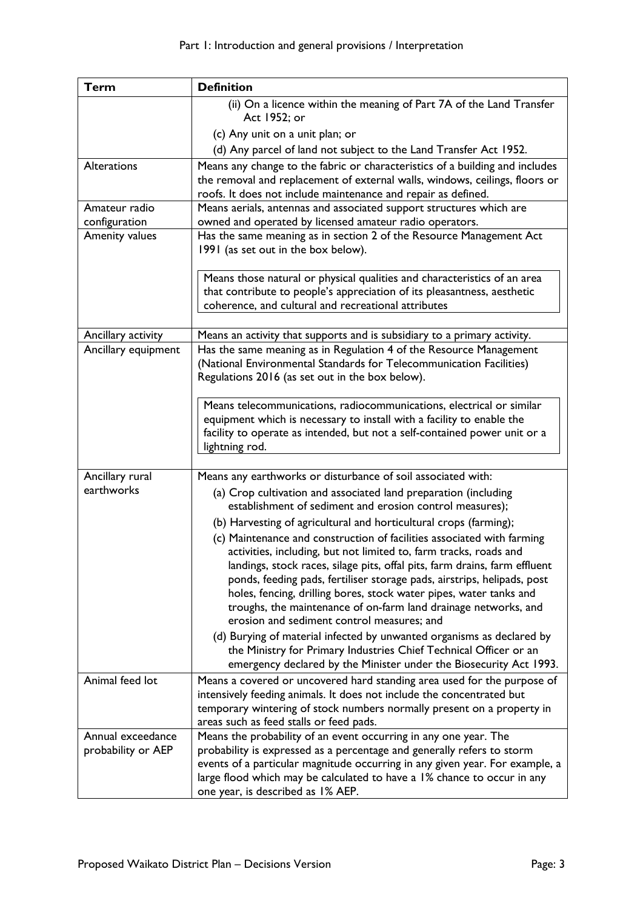| Term | Definition |
| --- | --- |
| | (ii) On a licence within the meaning of Part 7A of the Land Transfer Act 1952; or<br>(c) Any unit on a unit plan; or<br>(d) Any parcel of land not subject to the Land Transfer Act 1952. |
| Alterations | Means any change to the fabric or characteristics of a building and includes the removal and replacement of external walls, windows, ceilings, floors or roofs. It does not include maintenance and repair as defined. |
| Amateur radio configuration | Means aerials, antennas and associated support structures which are owned and operated by licensed amateur radio operators. |
| Amenity values | Has the same meaning as in section 2 of the Resource Management Act 1991 (as set out in the box below).<br><br>Means those natural or physical qualities and characteristics of an area that contribute to people's appreciation of its pleasantness, aesthetic coherence, and cultural and recreational attributes |
| Ancillary activity | Means an activity that supports and is subsidiary to a primary activity. |
| Ancillary equipment | Has the same meaning as in Regulation 4 of the Resource Management (National Environmental Standards for Telecommunication Facilities) Regulations 2016 (as set out in the box below).<br><br>Means telecommunications, radiocommunications, electrical or similar equipment which is necessary to install with a facility to enable the facility to operate as intended, but not a self-contained power unit or a lightning rod. |
| Ancillary rural earthworks | Means any earthworks or disturbance of soil associated with:<br>(a) Crop cultivation and associated land preparation (including establishment of sediment and erosion control measures);<br>(b) Harvesting of agricultural and horticultural crops (farming);<br>(c) Maintenance and construction of facilities associated with farming activities, including, but not limited to, farm tracks, roads and landings, stock races, silage pits, offal pits, farm drains, farm effluent ponds, feeding pads, fertiliser storage pads, airstrips, helipads, post holes, fencing, drilling bores, stock water pipes, water tanks and troughs, the maintenance of on-farm land drainage networks, and erosion and sediment control measures; and<br>(d) Burying of material infected by unwanted organisms as declared by the Ministry for Primary Industries Chief Technical Officer or an emergency declared by the Minister under the Biosecurity Act 1993. |
| Animal feed lot | Means a covered or uncovered hard standing area used for the purpose of intensively feeding animals. It does not include the concentrated but temporary wintering of stock numbers normally present on a property in areas such as feed stalls or feed pads. |
| Annual exceedance probability or AEP | Means the probability of an event occurring in any one year. The probability is expressed as a percentage and generally refers to storm events of a particular magnitude occurring in any given year. For example, a large flood which may be calculated to have a 1% chance to occur in any one year, is described as 1% AEP. |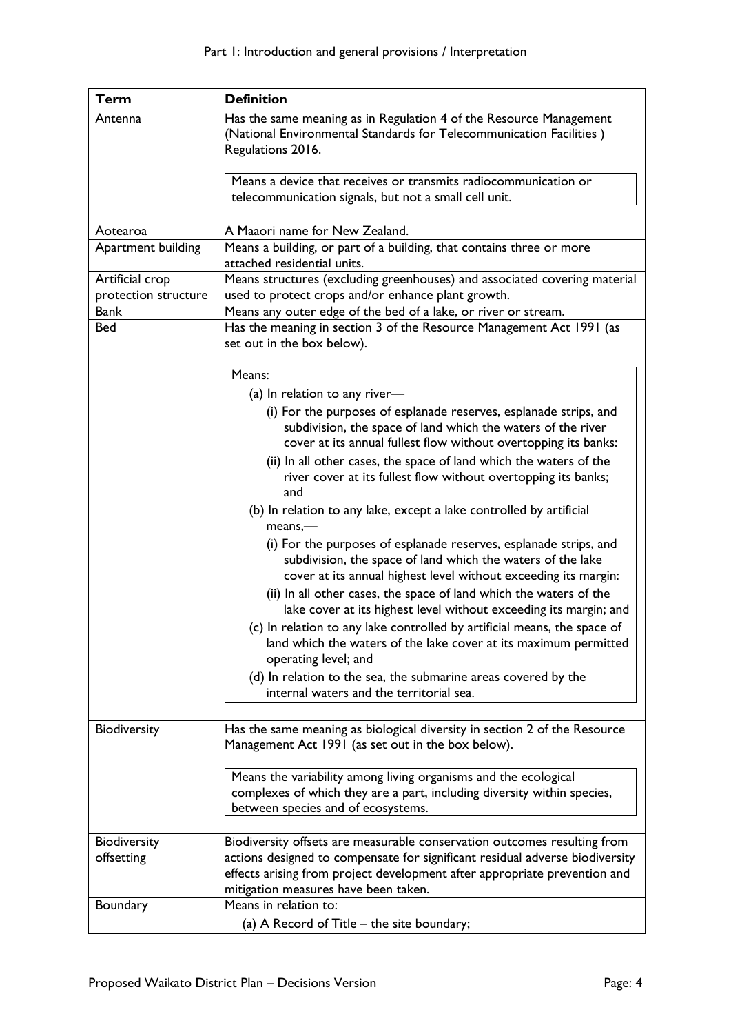| Term | Definition |
| --- | --- |
| Antenna | Has the same meaning as in Regulation 4 of the Resource Management (National Environmental Standards for Telecommunication Facilities ) Regulations 2016.<br><br>Means a device that receives or transmits radiocommunication or telecommunication signals, but not a small cell unit. |
| Aotearoa | A Maaori name for New Zealand. |
| Apartment building | Means a building, or part of a building, that contains three or more attached residential units. |
| Artificial crop protection structure | Means structures (excluding greenhouses) and associated covering material used to protect crops and/or enhance plant growth. |
| Bank | Means any outer edge of the bed of a lake, or river or stream. |
| Bed | Has the meaning in section 3 of the Resource Management Act 1991 (as set out in the box below).<br><br>Means:<br>(a) In relation to any river—<br>(i) For the purposes of esplanade reserves, esplanade strips, and subdivision, the space of land which the waters of the river cover at its annual fullest flow without overtopping its banks:<br>(ii) In all other cases, the space of land which the waters of the river cover at its fullest flow without overtopping its banks; and<br>(b) In relation to any lake, except a lake controlled by artificial means,—<br>(i) For the purposes of esplanade reserves, esplanade strips, and subdivision, the space of land which the waters of the lake cover at its annual highest level without exceeding its margin:<br>(ii) In all other cases, the space of land which the waters of the lake cover at its highest level without exceeding its margin; and<br>(c) In relation to any lake controlled by artificial means, the space of land which the waters of the lake cover at its maximum permitted operating level; and<br>(d) In relation to the sea, the submarine areas covered by the internal waters and the territorial sea. |
| Biodiversity | Has the same meaning as biological diversity in section 2 of the Resource Management Act 1991 (as set out in the box below).<br><br>Means the variability among living organisms and the ecological complexes of which they are a part, including diversity within species, between species and of ecosystems. |
| Biodiversity offsetting | Biodiversity offsets are measurable conservation outcomes resulting from actions designed to compensate for significant residual adverse biodiversity effects arising from project development after appropriate prevention and mitigation measures have been taken. |
| Boundary | Means in relation to:<br>(a) A Record of Title – the site boundary; |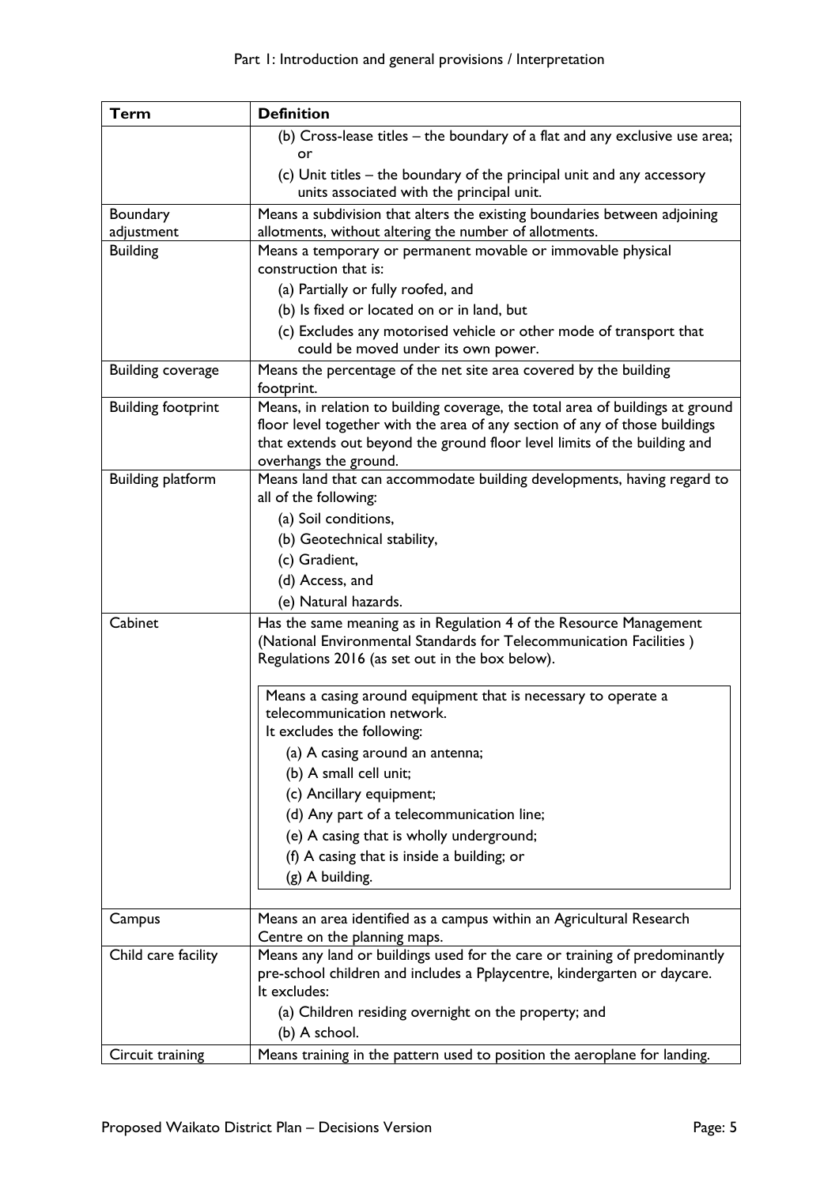| Term | Definition |
|---|---|
| | (b) Cross-lease titles – the boundary of a flat and any exclusive use area; or<br>(c) Unit titles – the boundary of the principal unit and any accessory units associated with the principal unit. |
| Boundary adjustment | Means a subdivision that alters the existing boundaries between adjoining allotments, without altering the number of allotments. |
| Building | Means a temporary or permanent movable or immovable physical construction that is:<br>(a) Partially or fully roofed, and<br>(b) Is fixed or located on or in land, but<br>(c) Excludes any motorised vehicle or other mode of transport that could be moved under its own power. |
| Building coverage | Means the percentage of the net site area covered by the building footprint. |
| Building footprint | Means, in relation to building coverage, the total area of buildings at ground floor level together with the area of any section of any of those buildings that extends out beyond the ground floor level limits of the building and overhangs the ground. |
| Building platform | Means land that can accommodate building developments, having regard to all of the following:<br>(a) Soil conditions,<br>(b) Geotechnical stability,<br>(c) Gradient,<br>(d) Access, and<br>(e) Natural hazards. |
| Cabinet | Has the same meaning as in Regulation 4 of the Resource Management (National Environmental Standards for Telecommunication Facilities ) Regulations 2016 (as set out in the box below).<br><br>Means a casing around equipment that is necessary to operate a telecommunication network.<br>It excludes the following:<br>(a) A casing around an antenna;<br>(b) A small cell unit;<br>(c) Ancillary equipment;<br>(d) Any part of a telecommunication line;<br>(e) A casing that is wholly underground;<br>(f) A casing that is inside a building; or<br>(g) A building. |
| Campus | Means an area identified as a campus within an Agricultural Research Centre on the planning maps. |
| Child care facility | Means any land or buildings used for the care or training of predominantly pre-school children and includes a Pplaycentre, kindergarten or daycare.<br>It excludes:<br>(a) Children residing overnight on the property; and<br>(b) A school. |
| Circuit training | Means training in the pattern used to position the aeroplane for landing. |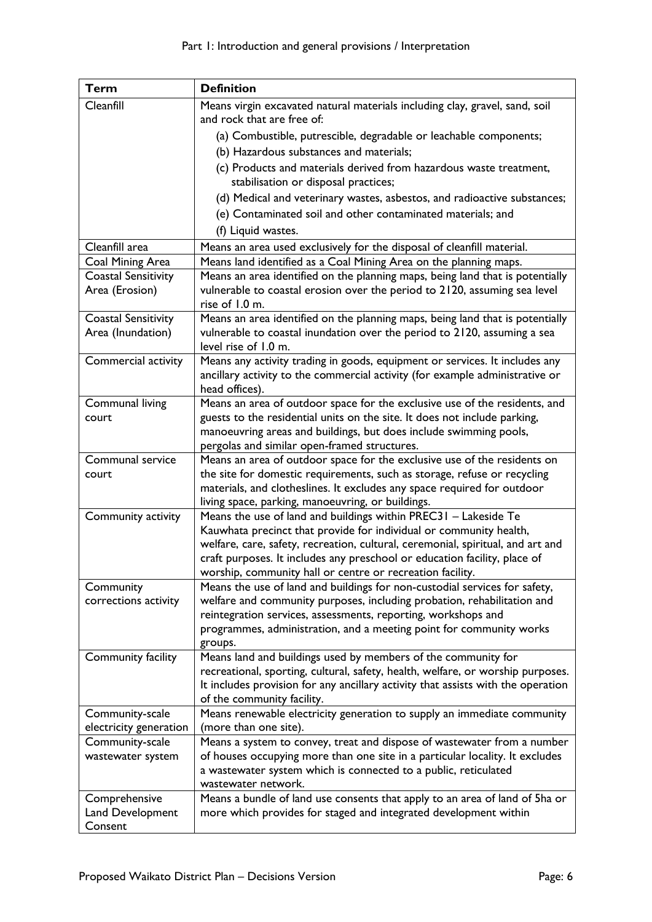| Term | Definition |
| --- | --- |
| Cleanfill | Means virgin excavated natural materials including clay, gravel, sand, soil and rock that are free of:<br>(a) Combustible, putrescible, degradable or leachable components;<br>(b) Hazardous substances and materials;<br>(c) Products and materials derived from hazardous waste treatment, stabilisation or disposal practices;<br>(d) Medical and veterinary wastes, asbestos, and radioactive substances;<br>(e) Contaminated soil and other contaminated materials; and<br>(f) Liquid wastes. |
| Cleanfill area | Means an area used exclusively for the disposal of cleanfill material. |
| Coal Mining Area | Means land identified as a Coal Mining Area on the planning maps. |
| Coastal Sensitivity Area (Erosion) | Means an area identified on the planning maps, being land that is potentially vulnerable to coastal erosion over the period to 2120, assuming sea level rise of 1.0 m. |
| Coastal Sensitivity Area (Inundation) | Means an area identified on the planning maps, being land that is potentially vulnerable to coastal inundation over the period to 2120, assuming a sea level rise of 1.0 m. |
| Commercial activity | Means any activity trading in goods, equipment or services. It includes any ancillary activity to the commercial activity (for example administrative or head offices). |
| Communal living court | Means an area of outdoor space for the exclusive use of the residents, and guests to the residential units on the site. It does not include parking, manoeuvring areas and buildings, but does include swimming pools, pergolas and similar open-framed structures. |
| Communal service court | Means an area of outdoor space for the exclusive use of the residents on the site for domestic requirements, such as storage, refuse or recycling materials, and clotheslines. It excludes any space required for outdoor living space, parking, manoeuvring, or buildings. |
| Community activity | Means the use of land and buildings within PREC31 – Lakeside Te Kauwhata precinct that provide for individual or community health, welfare, care, safety, recreation, cultural, ceremonial, spiritual, and art and craft purposes. It includes any preschool or education facility, place of worship, community hall or centre or recreation facility. |
| Community corrections activity | Means the use of land and buildings for non-custodial services for safety, welfare and community purposes, including probation, rehabilitation and reintegration services, assessments, reporting, workshops and programmes, administration, and a meeting point for community works groups. |
| Community facility | Means land and buildings used by members of the community for recreational, sporting, cultural, safety, health, welfare, or worship purposes. It includes provision for any ancillary activity that assists with the operation of the community facility. |
| Community-scale electricity generation | Means renewable electricity generation to supply an immediate community (more than one site). |
| Community-scale wastewater system | Means a system to convey, treat and dispose of wastewater from a number of houses occupying more than one site in a particular locality. It excludes a wastewater system which is connected to a public, reticulated wastewater network. |
| Comprehensive Land Development Consent | Means a bundle of land use consents that apply to an area of land of 5ha or more which provides for staged and integrated development within |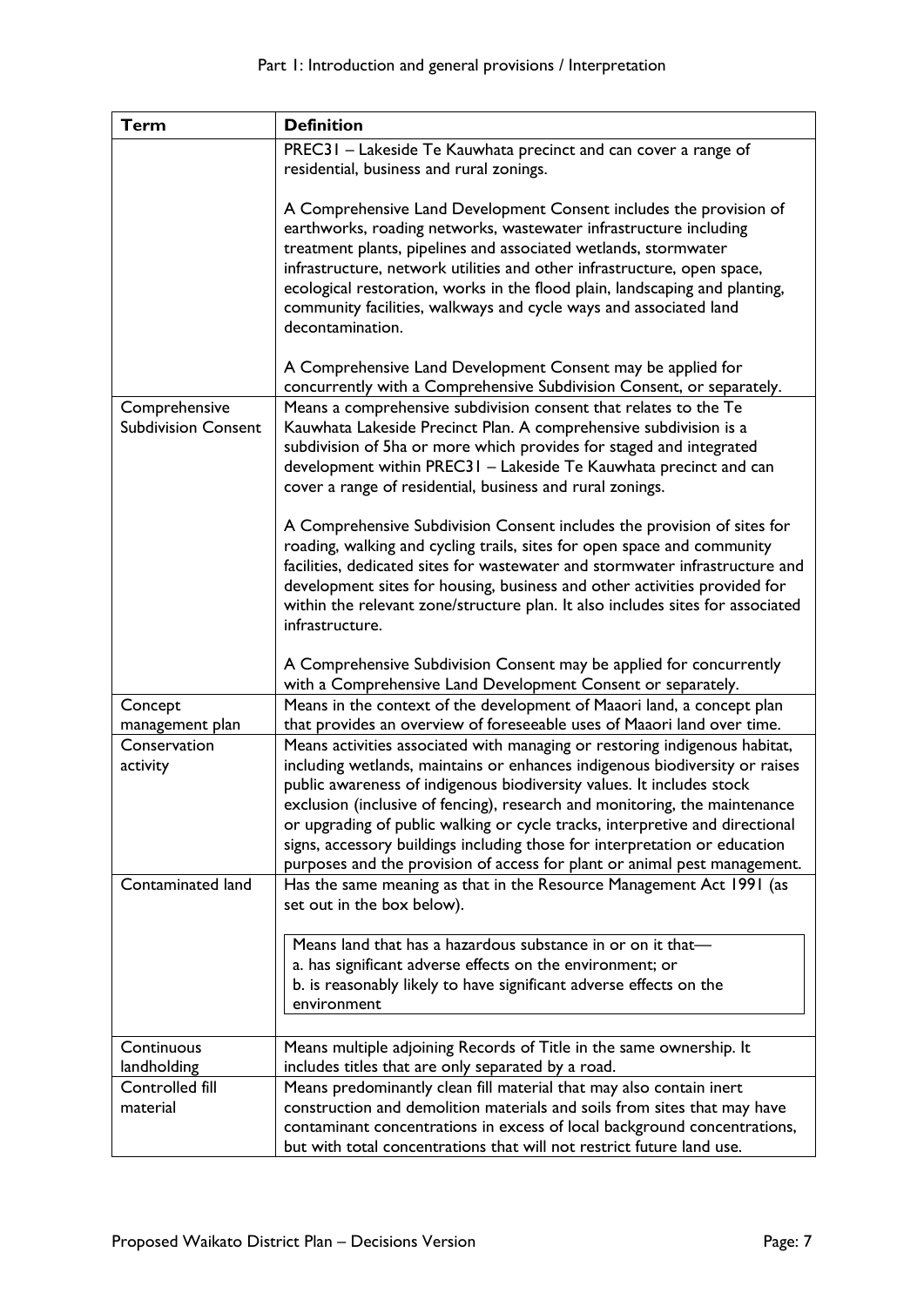| Term | Definition |
| --- | --- |
| | PREC31 – Lakeside Te Kauwhata precinct and can cover a range of residential, business and rural zonings.<br><br>A Comprehensive Land Development Consent includes the provision of earthworks, roading networks, wastewater infrastructure including treatment plants, pipelines and associated wetlands, stormwater infrastructure, network utilities and other infrastructure, open space, ecological restoration, works in the flood plain, landscaping and planting, community facilities, walkways and cycle ways and associated land decontamination.<br><br>A Comprehensive Land Development Consent may be applied for concurrently with a Comprehensive Subdivision Consent, or separately. |
| Comprehensive Subdivision Consent | Means a comprehensive subdivision consent that relates to the Te Kauwhata Lakeside Precinct Plan. A comprehensive subdivision is a subdivision of 5ha or more which provides for staged and integrated development within PREC31 – Lakeside Te Kauwhata precinct and can cover a range of residential, business and rural zonings.<br><br>A Comprehensive Subdivision Consent includes the provision of sites for roading, walking and cycling trails, sites for open space and community facilities, dedicated sites for wastewater and stormwater infrastructure and development sites for housing, business and other activities provided for within the relevant zone/structure plan. It also includes sites for associated infrastructure.<br><br>A Comprehensive Subdivision Consent may be applied for concurrently with a Comprehensive Land Development Consent or separately. |
| Concept management plan | Means in the context of the development of Maaori land, a concept plan that provides an overview of foreseeable uses of Maaori land over time. |
| Conservation activity | Means activities associated with managing or restoring indigenous habitat, including wetlands, maintains or enhances indigenous biodiversity or raises public awareness of indigenous biodiversity values. It includes stock exclusion (inclusive of fencing), research and monitoring, the maintenance or upgrading of public walking or cycle tracks, interpretive and directional signs, accessory buildings including those for interpretation or education purposes and the provision of access for plant or animal pest management. |
| Contaminated land | Has the same meaning as that in the Resource Management Act 1991 (as set out in the box below).<br><br>Means land that has a hazardous substance in or on it that—<br>a. has significant adverse effects on the environment; or<br>b. is reasonably likely to have significant adverse effects on the environment |
| Continuous landholding | Means multiple adjoining Records of Title in the same ownership. It includes titles that are only separated by a road. |
| Controlled fill material | Means predominantly clean fill material that may also contain inert construction and demolition materials and soils from sites that may have contaminant concentrations in excess of local background concentrations, but with total concentrations that will not restrict future land use. |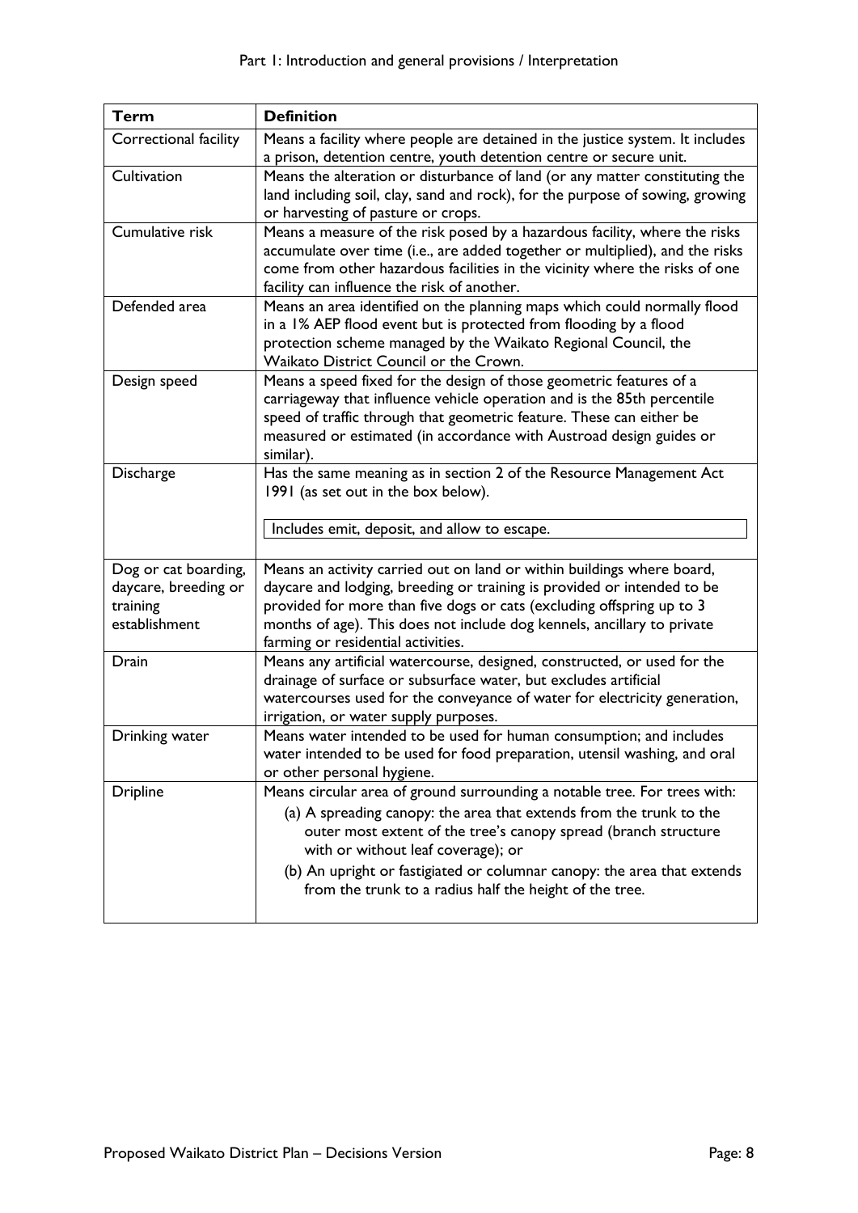| Term | Definition |
| --- | --- |
| Correctional facility | Means a facility where people are detained in the justice system. It includes a prison, detention centre, youth detention centre or secure unit. |
| Cultivation | Means the alteration or disturbance of land (or any matter constituting the land including soil, clay, sand and rock), for the purpose of sowing, growing or harvesting of pasture or crops. |
| Cumulative risk | Means a measure of the risk posed by a hazardous facility, where the risks accumulate over time (i.e., are added together or multiplied), and the risks come from other hazardous facilities in the vicinity where the risks of one facility can influence the risk of another. |
| Defended area | Means an area identified on the planning maps which could normally flood in a 1% AEP flood event but is protected from flooding by a flood protection scheme managed by the Waikato Regional Council, the Waikato District Council or the Crown. |
| Design speed | Means a speed fixed for the design of those geometric features of a carriageway that influence vehicle operation and is the 85th percentile speed of traffic through that geometric feature. These can either be measured or estimated (in accordance with Austroad design guides or similar). |
| Discharge | Has the same meaning as in section 2 of the Resource Management Act 1991 (as set out in the box below).<br><br>Includes emit, deposit, and allow to escape. |
| Dog or cat boarding, daycare, breeding or training establishment | Means an activity carried out on land or within buildings where board, daycare and lodging, breeding or training is provided or intended to be provided for more than five dogs or cats (excluding offspring up to 3 months of age). This does not include dog kennels, ancillary to private farming or residential activities. |
| Drain | Means any artificial watercourse, designed, constructed, or used for the drainage of surface or subsurface water, but excludes artificial watercourses used for the conveyance of water for electricity generation, irrigation, or water supply purposes. |
| Drinking water | Means water intended to be used for human consumption; and includes water intended to be used for food preparation, utensil washing, and oral or other personal hygiene. |
| Dripline | Means circular area of ground surrounding a notable tree. For trees with:<br>(a) A spreading canopy: the area that extends from the trunk to the outer most extent of the tree's canopy spread (branch structure with or without leaf coverage); or<br>(b) An upright or fastigiated or columnar canopy: the area that extends from the trunk to a radius half the height of the tree. |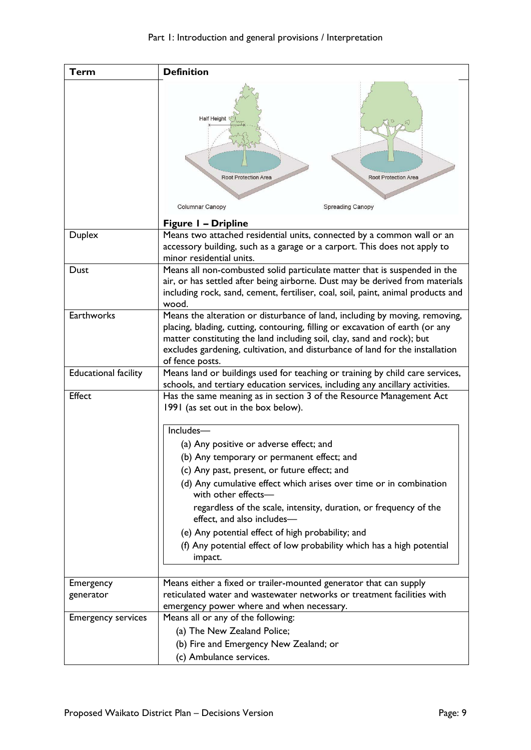| Term | Definition |
|---|---|
| | Half Height<br>Root Protection Area<br>Root Protection Area<br>Columnar Canopy<br>Spreading Canopy<br>**Figure 1 – Dripline** |
| Duplex | Means two attached residential units, connected by a common wall or an accessory building, such as a garage or a carport. This does not apply to minor residential units. |
| Dust | Means all non-combusted solid particulate matter that is suspended in the air, or has settled after being airborne. Dust may be derived from materials including rock, sand, cement, fertiliser, coal, soil, paint, animal products and wood. |
| Earthworks | Means the alteration or disturbance of land, including by moving, removing, placing, blading, cutting, contouring, filling or excavation of earth (or any matter constituting the land including soil, clay, sand and rock); but excludes gardening, cultivation, and disturbance of land for the installation of fence posts. |
| Educational facility | Means land or buildings used for teaching or training by child care services, schools, and tertiary education services, including any ancillary activities. |
| Effect | Has the same meaning as in section 3 of the Resource Management Act 1991 (as set out in the box below).<br><br>Includes—<br>(a) Any positive or adverse effect; and<br>(b) Any temporary or permanent effect; and<br>(c) Any past, present, or future effect; and<br>(d) Any cumulative effect which arises over time or in combination with other effects—<br>regardless of the scale, intensity, duration, or frequency of the effect, and also includes—<br>(e) Any potential effect of high probability; and<br>(f) Any potential effect of low probability which has a high potential impact. |
| Emergency generator | Means either a fixed or trailer-mounted generator that can supply reticulated water and wastewater networks or treatment facilities with emergency power where and when necessary. |
| Emergency services | Means all or any of the following:<br>(a) The New Zealand Police;<br>(b) Fire and Emergency New Zealand; or<br>(c) Ambulance services. |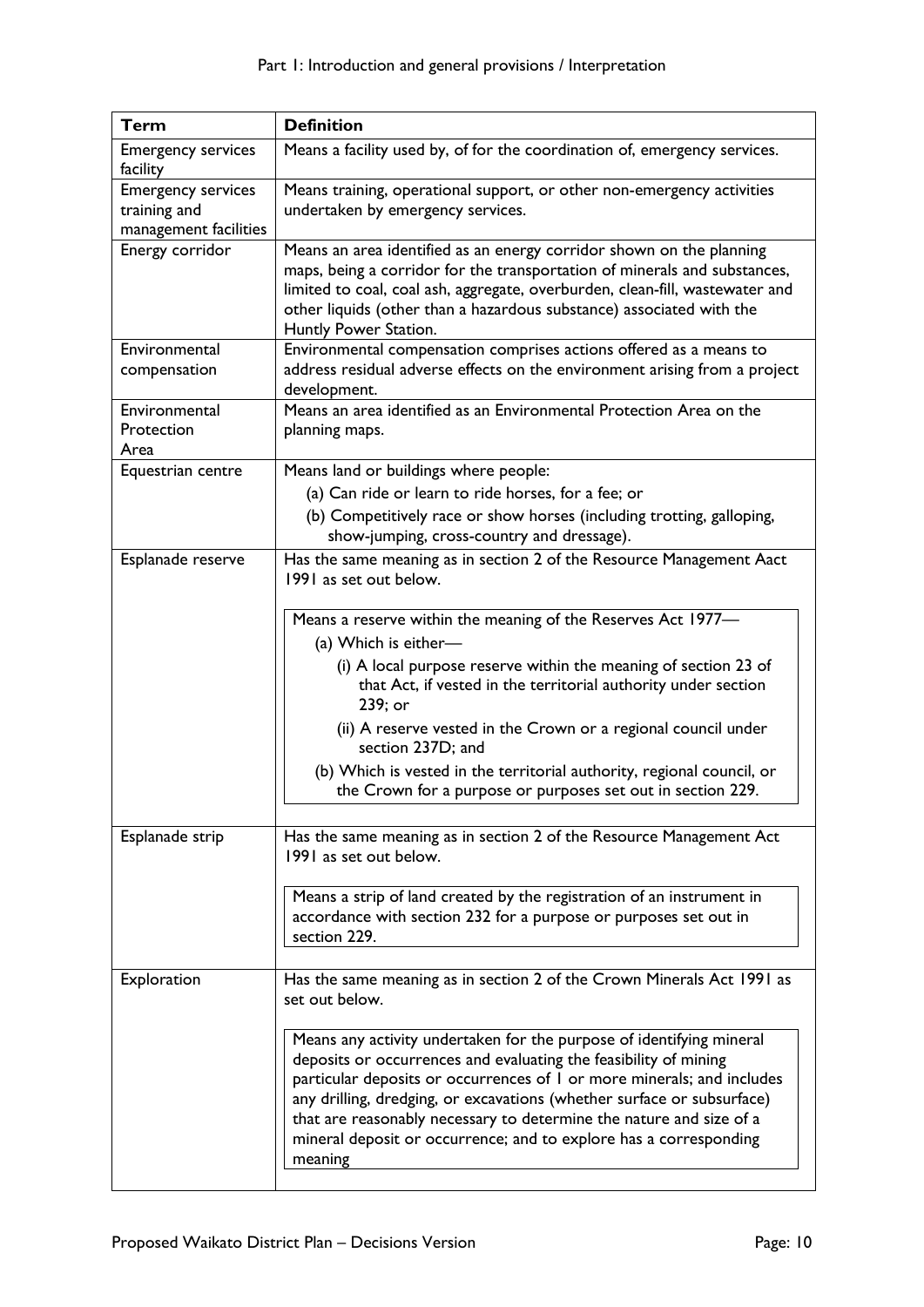| Term | Definition |
|---|---|
| Emergency services facility | Means a facility used by, of for the coordination of, emergency services. |
| Emergency services training and management facilities | Means training, operational support, or other non-emergency activities undertaken by emergency services. |
| Energy corridor | Means an area identified as an energy corridor shown on the planning maps, being a corridor for the transportation of minerals and substances, limited to coal, coal ash, aggregate, overburden, clean-fill, wastewater and other liquids (other than a hazardous substance) associated with the Huntly Power Station. |
| Environmental compensation | Environmental compensation comprises actions offered as a means to address residual adverse effects on the environment arising from a project development. |
| Environmental Protection Area | Means an area identified as an Environmental Protection Area on the planning maps. |
| Equestrian centre | Means land or buildings where people:<br>(a) Can ride or learn to ride horses, for a fee; or<br>(b) Competitively race or show horses (including trotting, galloping, show-jumping, cross-country and dressage). |
| Esplanade reserve | Has the same meaning as in section 2 of the Resource Management Aact 1991 as set out below.<br><br>Means a reserve within the meaning of the Reserves Act 1977—<br>(a) Which is either—<br>(i) A local purpose reserve within the meaning of section 23 of that Act, if vested in the territorial authority under section 239; or<br>(ii) A reserve vested in the Crown or a regional council under section 237D; and<br>(b) Which is vested in the territorial authority, regional council, or the Crown for a purpose or purposes set out in section 229. |
| Esplanade strip | Has the same meaning as in section 2 of the Resource Management Act 1991 as set out below.<br><br>Means a strip of land created by the registration of an instrument in accordance with section 232 for a purpose or purposes set out in section 229. |
| Exploration | Has the same meaning as in section 2 of the Crown Minerals Act 1991 as set out below.<br><br>Means any activity undertaken for the purpose of identifying mineral deposits or occurrences and evaluating the feasibility of mining particular deposits or occurrences of 1 or more minerals; and includes any drilling, dredging, or excavations (whether surface or subsurface) that are reasonably necessary to determine the nature and size of a mineral deposit or occurrence; and to explore has a corresponding meaning |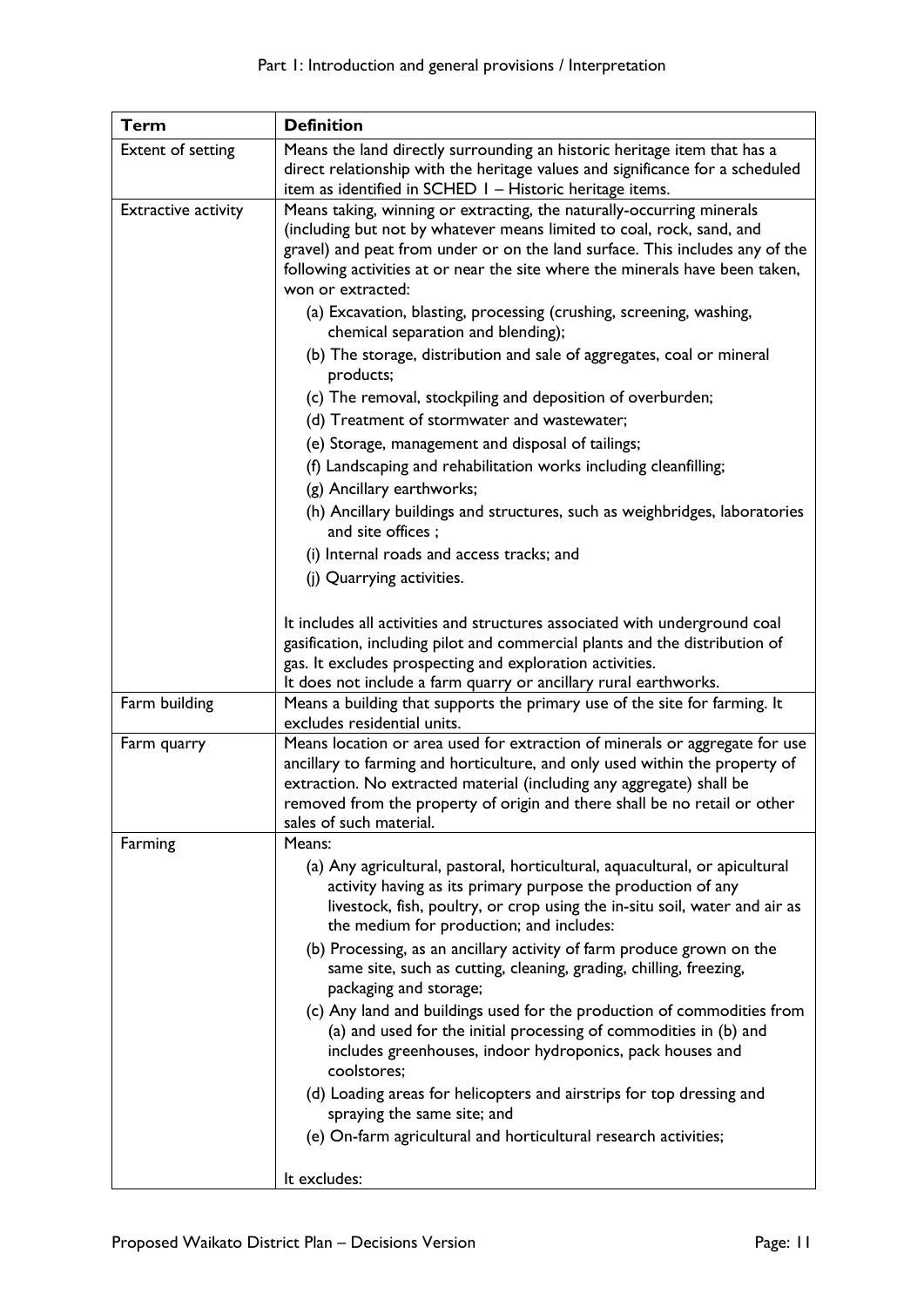| Term | Definition |
| --- | --- |
| Extent of setting | Means the land directly surrounding an historic heritage item that has a direct relationship with the heritage values and significance for a scheduled item as identified in SCHED 1 – Historic heritage items. |
| Extractive activity | Means taking, winning or extracting, the naturally-occurring minerals (including but not by whatever means limited to coal, rock, sand, and gravel) and peat from under or on the land surface. This includes any of the following activities at or near the site where the minerals have been taken, won or extracted:<br>(a) Excavation, blasting, processing (crushing, screening, washing, chemical separation and blending);<br>(b) The storage, distribution and sale of aggregates, coal or mineral products;<br>(c) The removal, stockpiling and deposition of overburden;<br>(d) Treatment of stormwater and wastewater;<br>(e) Storage, management and disposal of tailings;<br>(f) Landscaping and rehabilitation works including cleanfilling;<br>(g) Ancillary earthworks;<br>(h) Ancillary buildings and structures, such as weighbridges, laboratories and site offices ;<br>(i) Internal roads and access tracks; and<br>(j) Quarrying activities.<br><br>It includes all activities and structures associated with underground coal gasification, including pilot and commercial plants and the distribution of gas. It excludes prospecting and exploration activities.<br>It does not include a farm quarry or ancillary rural earthworks. |
| Farm building | Means a building that supports the primary use of the site for farming. It excludes residential units. |
| Farm quarry | Means location or area used for extraction of minerals or aggregate for use ancillary to farming and horticulture, and only used within the property of extraction. No extracted material (including any aggregate) shall be removed from the property of origin and there shall be no retail or other sales of such material. |
| Farming | Means:<br>(a) Any agricultural, pastoral, horticultural, aquacultural, or apicultural activity having as its primary purpose the production of any livestock, fish, poultry, or crop using the in-situ soil, water and air as the medium for production; and includes:<br>(b) Processing, as an ancillary activity of farm produce grown on the same site, such as cutting, cleaning, grading, chilling, freezing, packaging and storage;<br>(c) Any land and buildings used for the production of commodities from (a) and used for the initial processing of commodities in (b) and includes greenhouses, indoor hydroponics, pack houses and coolstores;<br>(d) Loading areas for helicopters and airstrips for top dressing and spraying the same site; and<br>(e) On-farm agricultural and horticultural research activities;<br><br>It excludes: |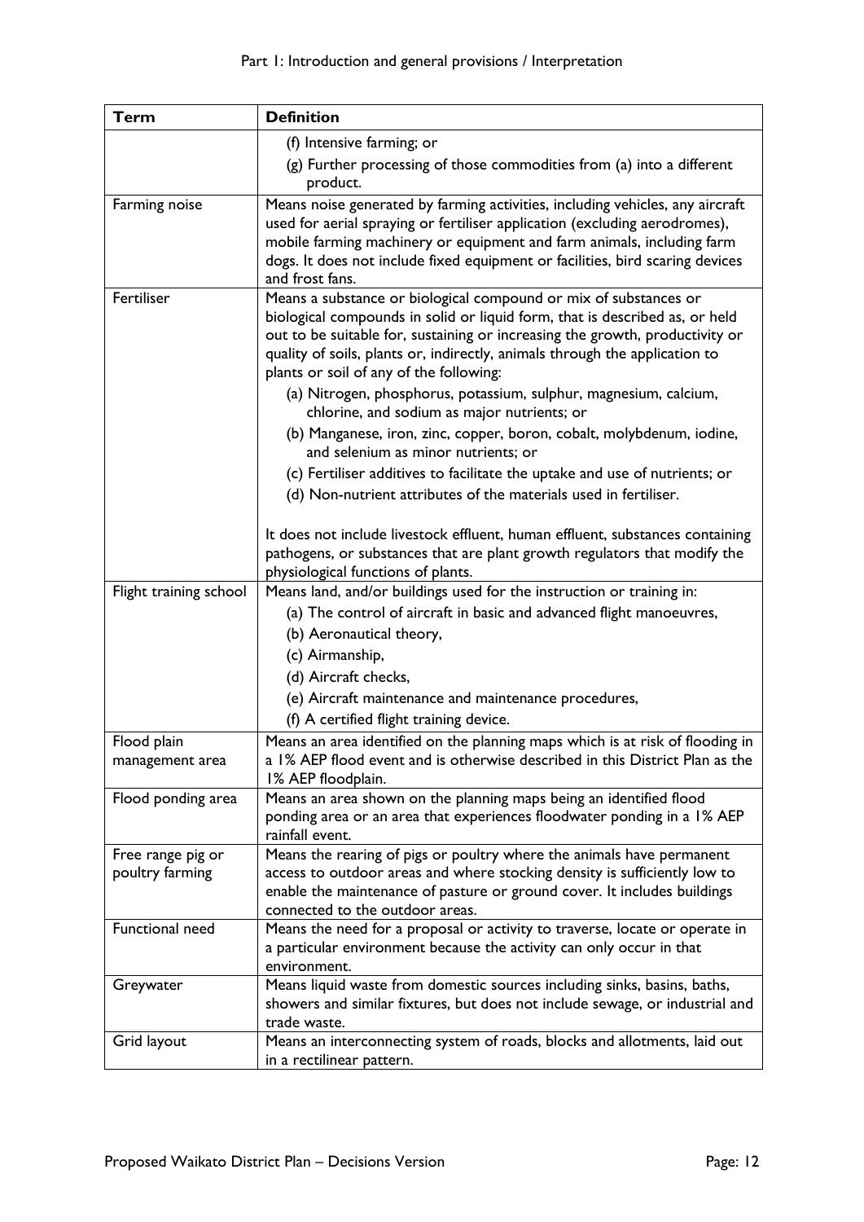| Term | Definition |
|---|---|
| | (f) Intensive farming; or<br>(g) Further processing of those commodities from (a) into a different product. |
| Farming noise | Means noise generated by farming activities, including vehicles, any aircraft used for aerial spraying or fertiliser application (excluding aerodromes), mobile farming machinery or equipment and farm animals, including farm dogs. It does not include fixed equipment or facilities, bird scaring devices and frost fans. |
| Fertiliser | Means a substance or biological compound or mix of substances or biological compounds in solid or liquid form, that is described as, or held out to be suitable for, sustaining or increasing the growth, productivity or quality of soils, plants or, indirectly, animals through the application to plants or soil of any of the following:<br>(a) Nitrogen, phosphorus, potassium, sulphur, magnesium, calcium, chlorine, and sodium as major nutrients; or<br>(b) Manganese, iron, zinc, copper, boron, cobalt, molybdenum, iodine, and selenium as minor nutrients; or<br>(c) Fertiliser additives to facilitate the uptake and use of nutrients; or<br>(d) Non-nutrient attributes of the materials used in fertiliser.<br><br>It does not include livestock effluent, human effluent, substances containing pathogens, or substances that are plant growth regulators that modify the physiological functions of plants. |
| Flight training school | Means land, and/or buildings used for the instruction or training in:<br>(a) The control of aircraft in basic and advanced flight manoeuvres,<br>(b) Aeronautical theory,<br>(c) Airmanship,<br>(d) Aircraft checks,<br>(e) Aircraft maintenance and maintenance procedures,<br>(f) A certified flight training device. |
| Flood plain management area | Means an area identified on the planning maps which is at risk of flooding in a 1% AEP flood event and is otherwise described in this District Plan as the 1% AEP floodplain. |
| Flood ponding area | Means an area shown on the planning maps being an identified flood ponding area or an area that experiences floodwater ponding in a 1% AEP rainfall event. |
| Free range pig or poultry farming | Means the rearing of pigs or poultry where the animals have permanent access to outdoor areas and where stocking density is sufficiently low to enable the maintenance of pasture or ground cover. It includes buildings connected to the outdoor areas. |
| Functional need | Means the need for a proposal or activity to traverse, locate or operate in a particular environment because the activity can only occur in that environment. |
| Greywater | Means liquid waste from domestic sources including sinks, basins, baths, showers and similar fixtures, but does not include sewage, or industrial and trade waste. |
| Grid layout | Means an interconnecting system of roads, blocks and allotments, laid out in a rectilinear pattern. |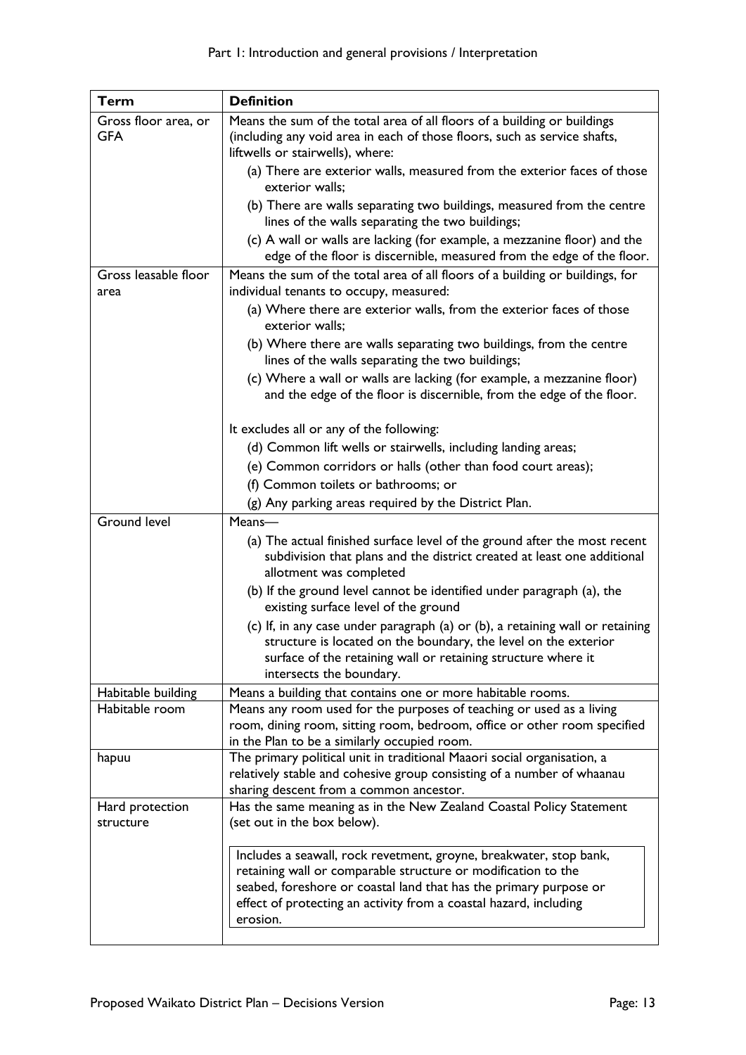| Term | Definition |
| --- | --- |
| Gross floor area, or GFA | Means the sum of the total area of all floors of a building or buildings (including any void area in each of those floors, such as service shafts, liftwells or stairwells), where:<br>(a) There are exterior walls, measured from the exterior faces of those exterior walls;<br>(b) There are walls separating two buildings, measured from the centre lines of the walls separating the two buildings;<br>(c) A wall or walls are lacking (for example, a mezzanine floor) and the edge of the floor is discernible, measured from the edge of the floor. |
| Gross leasable floor area | Means the sum of the total area of all floors of a building or buildings, for individual tenants to occupy, measured:<br>(a) Where there are exterior walls, from the exterior faces of those exterior walls;<br>(b) Where there are walls separating two buildings, from the centre lines of the walls separating the two buildings;<br>(c) Where a wall or walls are lacking (for example, a mezzanine floor) and the edge of the floor is discernible, from the edge of the floor.<br><br>It excludes all or any of the following:<br>(d) Common lift wells or stairwells, including landing areas;<br>(e) Common corridors or halls (other than food court areas);<br>(f) Common toilets or bathrooms; or<br>(g) Any parking areas required by the District Plan. |
| Ground level | Means—<br>(a) The actual finished surface level of the ground after the most recent subdivision that plans and the district created at least one additional allotment was completed<br>(b) If the ground level cannot be identified under paragraph (a), the existing surface level of the ground<br>(c) If, in any case under paragraph (a) or (b), a retaining wall or retaining structure is located on the boundary, the level on the exterior surface of the retaining wall or retaining structure where it intersects the boundary. |
| Habitable building | Means a building that contains one or more habitable rooms. |
| Habitable room | Means any room used for the purposes of teaching or used as a living room, dining room, sitting room, bedroom, office or other room specified in the Plan to be a similarly occupied room. |
| hapuu | The primary political unit in traditional Maaori social organisation, a relatively stable and cohesive group consisting of a number of whaanau sharing descent from a common ancestor. |
| Hard protection structure | Has the same meaning as in the New Zealand Coastal Policy Statement (set out in the box below).<br><br>Includes a seawall, rock revetment, groyne, breakwater, stop bank, retaining wall or comparable structure or modification to the seabed, foreshore or coastal land that has the primary purpose or effect of protecting an activity from a coastal hazard, including erosion. |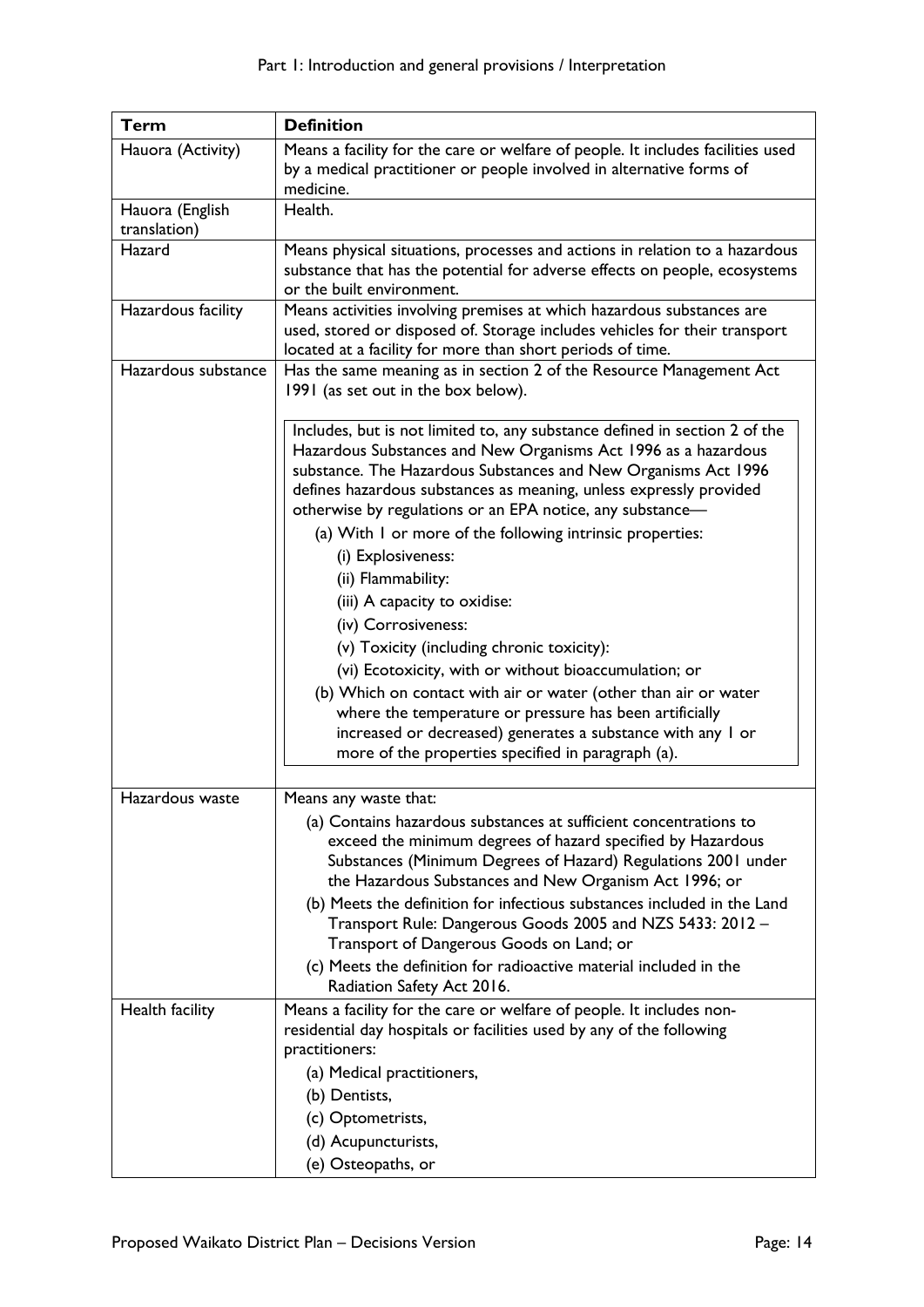| Term | Definition |
|---|---|
| Hauora (Activity) | Means a facility for the care or welfare of people. It includes facilities used by a medical practitioner or people involved in alternative forms of medicine. |
| Hauora (English translation) | Health. |
| Hazard | Means physical situations, processes and actions in relation to a hazardous substance that has the potential for adverse effects on people, ecosystems or the built environment. |
| Hazardous facility | Means activities involving premises at which hazardous substances are used, stored or disposed of. Storage includes vehicles for their transport located at a facility for more than short periods of time. |
| Hazardous substance | Has the same meaning as in section 2 of the Resource Management Act 1991 (as set out in the box below).<br><br>Includes, but is not limited to, any substance defined in section 2 of the Hazardous Substances and New Organisms Act 1996 as a hazardous substance. The Hazardous Substances and New Organisms Act 1996 defines hazardous substances as meaning, unless expressly provided otherwise by regulations or an EPA notice, any substance—<br>(a) With 1 or more of the following intrinsic properties:<br>(i) Explosiveness:<br>(ii) Flammability:<br>(iii) A capacity to oxidise:<br>(iv) Corrosiveness:<br>(v) Toxicity (including chronic toxicity):<br>(vi) Ecotoxicity, with or without bioaccumulation; or<br>(b) Which on contact with air or water (other than air or water where the temperature or pressure has been artificially increased or decreased) generates a substance with any 1 or more of the properties specified in paragraph (a). |
| Hazardous waste | Means any waste that:<br>(a) Contains hazardous substances at sufficient concentrations to exceed the minimum degrees of hazard specified by Hazardous Substances (Minimum Degrees of Hazard) Regulations 2001 under the Hazardous Substances and New Organism Act 1996; or<br>(b) Meets the definition for infectious substances included in the Land Transport Rule: Dangerous Goods 2005 and NZS 5433: 2012 – Transport of Dangerous Goods on Land; or<br>(c) Meets the definition for radioactive material included in the Radiation Safety Act 2016. |
| Health facility | Means a facility for the care or welfare of people. It includes non-residential day hospitals or facilities used by any of the following practitioners:<br>(a) Medical practitioners,<br>(b) Dentists,<br>(c) Optometrists,<br>(d) Acupuncturists,<br>(e) Osteopaths, or |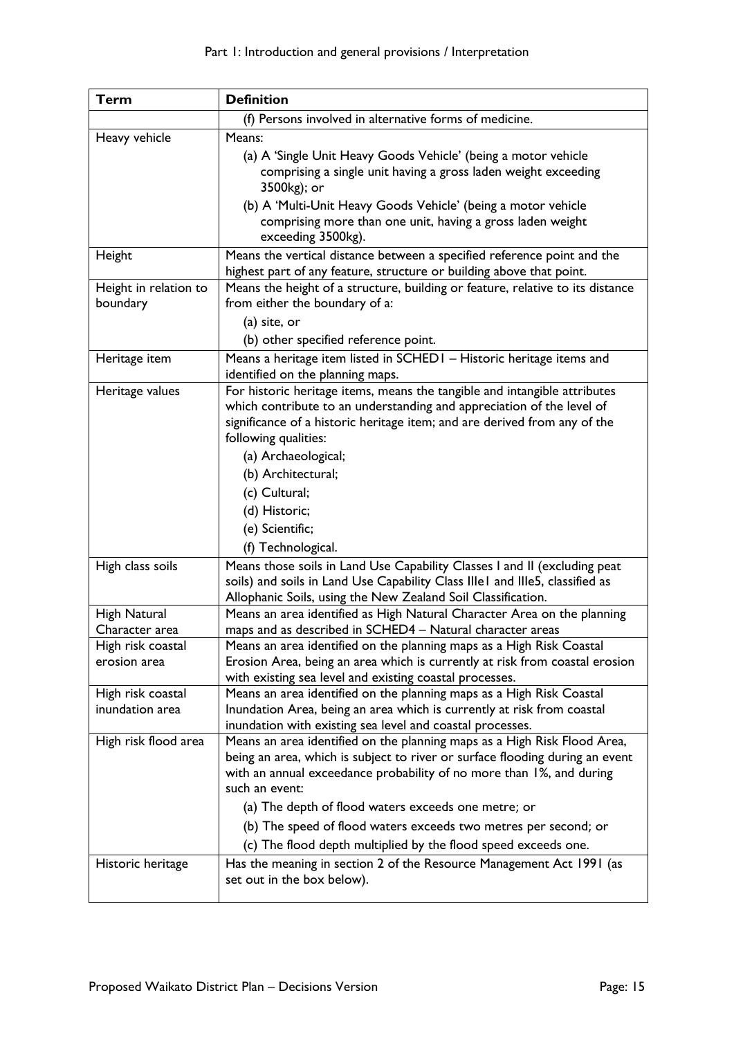| Term | Definition |
|---|---|
| | (f) Persons involved in alternative forms of medicine. |
| Heavy vehicle | Means:<br>(a) A 'Single Unit Heavy Goods Vehicle' (being a motor vehicle comprising a single unit having a gross laden weight exceeding 3500kg); or<br>(b) A 'Multi-Unit Heavy Goods Vehicle' (being a motor vehicle comprising more than one unit, having a gross laden weight exceeding 3500kg). |
| Height | Means the vertical distance between a specified reference point and the highest part of any feature, structure or building above that point. |
| Height in relation to boundary | Means the height of a structure, building or feature, relative to its distance from either the boundary of a:<br>(a) site, or<br>(b) other specified reference point. |
| Heritage item | Means a heritage item listed in SCHED1 – Historic heritage items and identified on the planning maps. |
| Heritage values | For historic heritage items, means the tangible and intangible attributes which contribute to an understanding and appreciation of the level of significance of a historic heritage item; and are derived from any of the following qualities:<br>(a) Archaeological;<br>(b) Architectural;<br>(c) Cultural;<br>(d) Historic;<br>(e) Scientific;<br>(f) Technological. |
| High class soils | Means those soils in Land Use Capability Classes I and II (excluding peat soils) and soils in Land Use Capability Class IIIe1 and IIIe5, classified as Allophanic Soils, using the New Zealand Soil Classification. |
| High Natural Character area | Means an area identified as High Natural Character Area on the planning maps and as described in SCHED4 – Natural character areas |
| High risk coastal erosion area | Means an area identified on the planning maps as a High Risk Coastal Erosion Area, being an area which is currently at risk from coastal erosion with existing sea level and existing coastal processes. |
| High risk coastal inundation area | Means an area identified on the planning maps as a High Risk Coastal Inundation Area, being an area which is currently at risk from coastal inundation with existing sea level and coastal processes. |
| High risk flood area | Means an area identified on the planning maps as a High Risk Flood Area, being an area, which is subject to river or surface flooding during an event with an annual exceedance probability of no more than 1%, and during such an event:<br>(a) The depth of flood waters exceeds one metre; or<br>(b) The speed of flood waters exceeds two metres per second; or<br>(c) The flood depth multiplied by the flood speed exceeds one. |
| Historic heritage | Has the meaning in section 2 of the Resource Management Act 1991 (as set out in the box below). |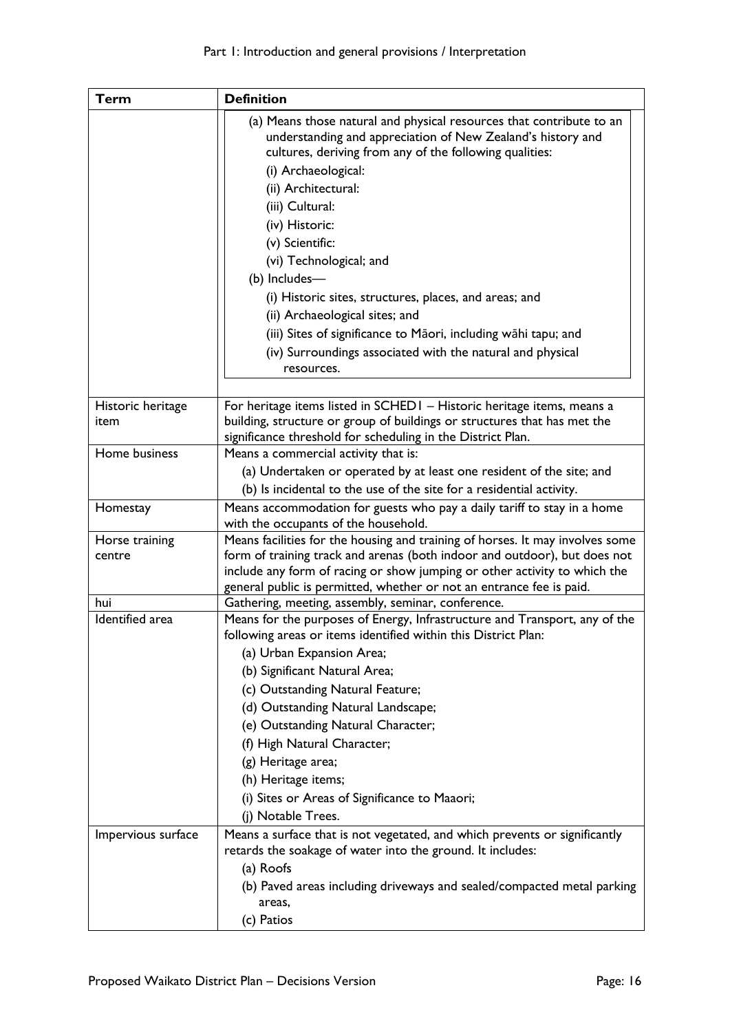| Term | Definition |
|---|---|
| | (a) Means those natural and physical resources that contribute to an understanding and appreciation of New Zealand's history and cultures, deriving from any of the following qualities:<br>(i) Archaeological:<br>(ii) Architectural:<br>(iii) Cultural:<br>(iv) Historic:<br>(v) Scientific:<br>(vi) Technological; and<br>(b) Includes—<br>(i) Historic sites, structures, places, and areas; and<br>(ii) Archaeological sites; and<br>(iii) Sites of significance to Māori, including wāhi tapu; and<br>(iv) Surroundings associated with the natural and physical resources. |
| Historic heritage item | For heritage items listed in SCHED1 – Historic heritage items, means a building, structure or group of buildings or structures that has met the significance threshold for scheduling in the District Plan. |
| Home business | Means a commercial activity that is:<br>(a) Undertaken or operated by at least one resident of the site; and<br>(b) Is incidental to the use of the site for a residential activity. |
| Homestay | Means accommodation for guests who pay a daily tariff to stay in a home with the occupants of the household. |
| Horse training centre | Means facilities for the housing and training of horses. It may involves some form of training track and arenas (both indoor and outdoor), but does not include any form of racing or show jumping or other activity to which the general public is permitted, whether or not an entrance fee is paid. |
| hui | Gathering, meeting, assembly, seminar, conference. |
| Identified area | Means for the purposes of Energy, Infrastructure and Transport, any of the following areas or items identified within this District Plan:<br>(a) Urban Expansion Area;<br>(b) Significant Natural Area;<br>(c) Outstanding Natural Feature;<br>(d) Outstanding Natural Landscape;<br>(e) Outstanding Natural Character;<br>(f) High Natural Character;<br>(g) Heritage area;<br>(h) Heritage items;<br>(i) Sites or Areas of Significance to Maaori;<br>(j) Notable Trees. |
| Impervious surface | Means a surface that is not vegetated, and which prevents or significantly retards the soakage of water into the ground. It includes:<br>(a) Roofs<br>(b) Paved areas including driveways and sealed/compacted metal parking areas,<br>(c) Patios |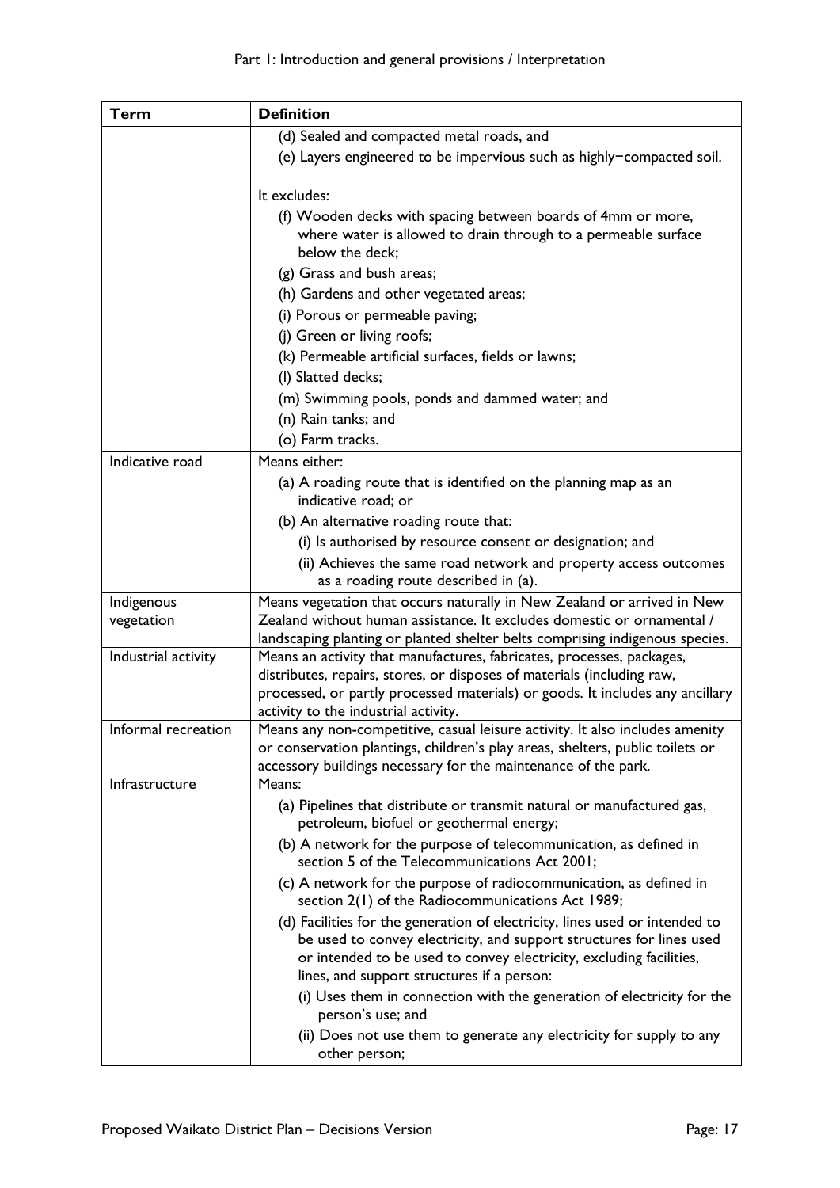| Term | Definition |
| --- | --- |
| | (d) Sealed and compacted metal roads, and<br>(e) Layers engineered to be impervious such as highly−compacted soil.<br><br>It excludes:<br>(f) Wooden decks with spacing between boards of 4mm or more, where water is allowed to drain through to a permeable surface below the deck;<br>(g) Grass and bush areas;<br>(h) Gardens and other vegetated areas;<br>(i) Porous or permeable paving;<br>(j) Green or living roofs;<br>(k) Permeable artificial surfaces, fields or lawns;<br>(l) Slatted decks;<br>(m) Swimming pools, ponds and dammed water; and<br>(n) Rain tanks; and<br>(o) Farm tracks. |
| Indicative road | Means either:<br>(a) A roading route that is identified on the planning map as an indicative road; or<br>(b) An alternative roading route that:<br>(i) Is authorised by resource consent or designation; and<br>(ii) Achieves the same road network and property access outcomes as a roading route described in (a). |
| Indigenous vegetation | Means vegetation that occurs naturally in New Zealand or arrived in New Zealand without human assistance. It excludes domestic or ornamental / landscaping planting or planted shelter belts comprising indigenous species. |
| Industrial activity | Means an activity that manufactures, fabricates, processes, packages, distributes, repairs, stores, or disposes of materials (including raw, processed, or partly processed materials) or goods. It includes any ancillary activity to the industrial activity. |
| Informal recreation | Means any non-competitive, casual leisure activity. It also includes amenity or conservation plantings, children's play areas, shelters, public toilets or accessory buildings necessary for the maintenance of the park. |
| Infrastructure | Means:<br>(a) Pipelines that distribute or transmit natural or manufactured gas, petroleum, biofuel or geothermal energy;<br>(b) A network for the purpose of telecommunication, as defined in section 5 of the Telecommunications Act 2001;<br>(c) A network for the purpose of radiocommunication, as defined in section 2(1) of the Radiocommunications Act 1989;<br>(d) Facilities for the generation of electricity, lines used or intended to be used to convey electricity, and support structures for lines used or intended to be used to convey electricity, excluding facilities, lines, and support structures if a person:<br>(i) Uses them in connection with the generation of electricity for the person's use; and<br>(ii) Does not use them to generate any electricity for supply to any other person; |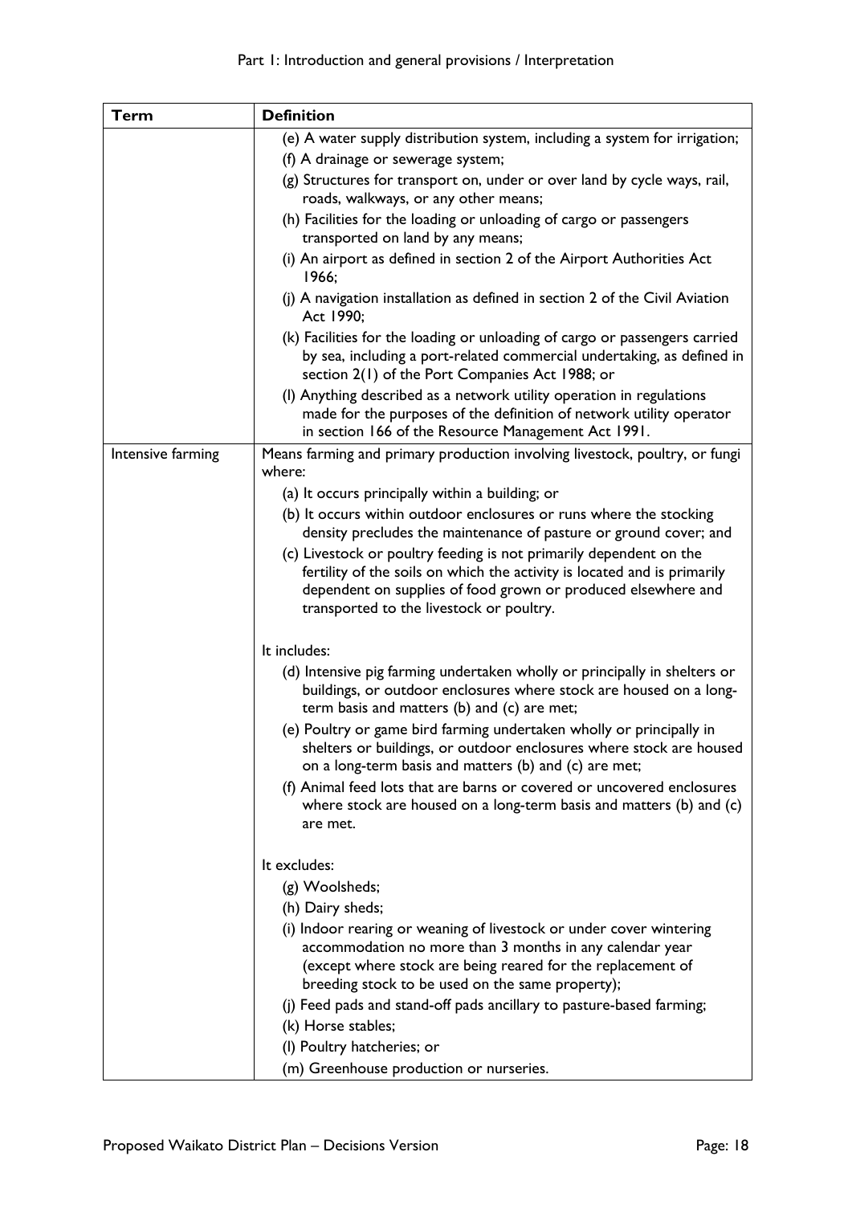| Term | Definition |
|---|---|
| | (e) A water supply distribution system, including a system for irrigation;<br>(f) A drainage or sewerage system;<br>(g) Structures for transport on, under or over land by cycle ways, rail, roads, walkways, or any other means;<br>(h) Facilities for the loading or unloading of cargo or passengers transported on land by any means;<br>(i) An airport as defined in section 2 of the Airport Authorities Act 1966;<br>(j) A navigation installation as defined in section 2 of the Civil Aviation Act 1990;<br>(k) Facilities for the loading or unloading of cargo or passengers carried by sea, including a port-related commercial undertaking, as defined in section 2(1) of the Port Companies Act 1988; or<br>(l) Anything described as a network utility operation in regulations made for the purposes of the definition of network utility operator in section 166 of the Resource Management Act 1991. |
| Intensive farming | Means farming and primary production involving livestock, poultry, or fungi where:<br>(a) It occurs principally within a building; or<br>(b) It occurs within outdoor enclosures or runs where the stocking density precludes the maintenance of pasture or ground cover; and<br>(c) Livestock or poultry feeding is not primarily dependent on the fertility of the soils on which the activity is located and is primarily dependent on supplies of food grown or produced elsewhere and transported to the livestock or poultry.<br><br>It includes:<br>(d) Intensive pig farming undertaken wholly or principally in shelters or buildings, or outdoor enclosures where stock are housed on a long-term basis and matters (b) and (c) are met;<br>(e) Poultry or game bird farming undertaken wholly or principally in shelters or buildings, or outdoor enclosures where stock are housed on a long-term basis and matters (b) and (c) are met;<br>(f) Animal feed lots that are barns or covered or uncovered enclosures where stock are housed on a long-term basis and matters (b) and (c) are met.<br><br>It excludes:<br>(g) Woolsheds;<br>(h) Dairy sheds;<br>(i) Indoor rearing or weaning of livestock or under cover wintering accommodation no more than 3 months in any calendar year (except where stock are being reared for the replacement of breeding stock to be used on the same property);<br>(j) Feed pads and stand-off pads ancillary to pasture-based farming;<br>(k) Horse stables;<br>(l) Poultry hatcheries; or<br>(m) Greenhouse production or nurseries. |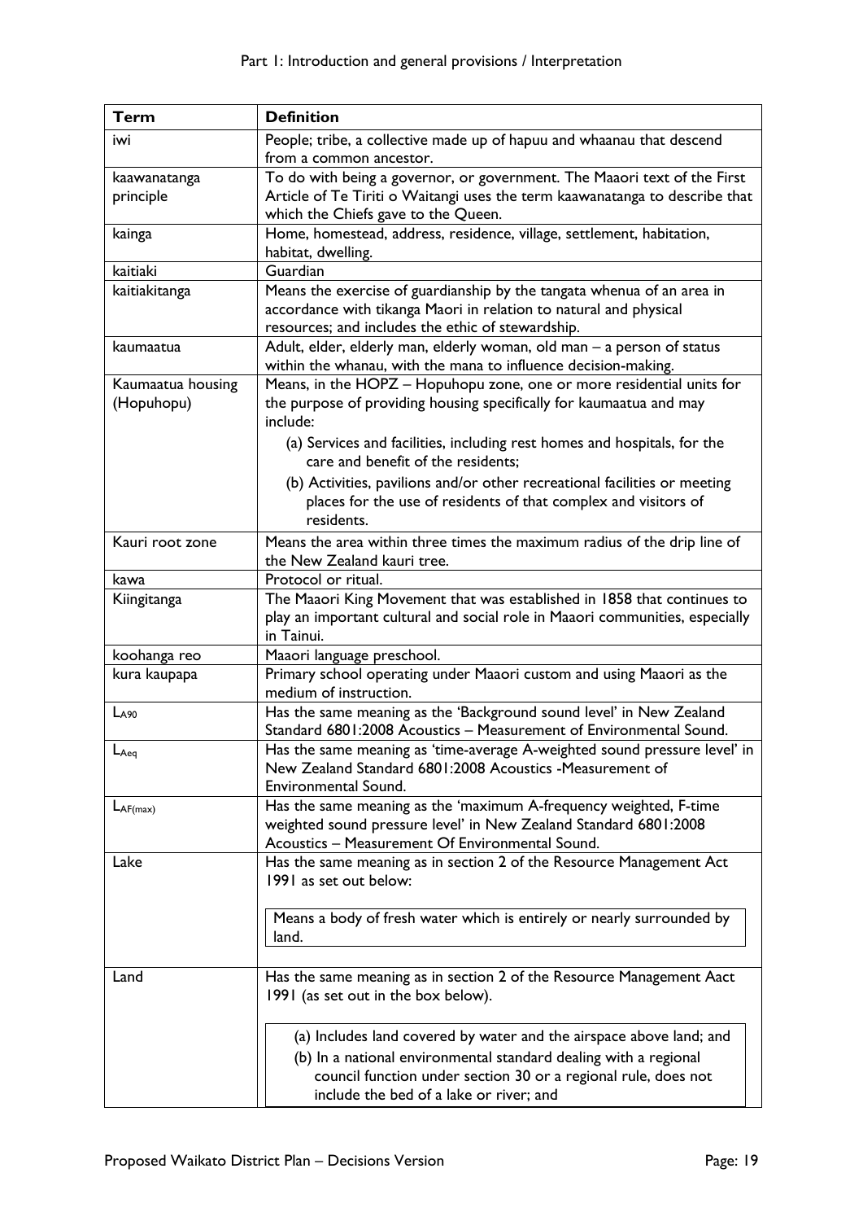| Term | Definition |
|---|---|
| iwi | People; tribe, a collective made up of hapuu and whaanau that descend from a common ancestor. |
| kaawanatanga principle | To do with being a governor, or government. The Maaori text of the First Article of Te Tiriti o Waitangi uses the term kaawanatanga to describe that which the Chiefs gave to the Queen. |
| kainga | Home, homestead, address, residence, village, settlement, habitation, habitat, dwelling. |
| kaitiaki | Guardian |
| kaitiakitanga | Means the exercise of guardianship by the tangata whenua of an area in accordance with tikanga Maori in relation to natural and physical resources; and includes the ethic of stewardship. |
| kaumaatua | Adult, elder, elderly man, elderly woman, old man – a person of status within the whanau, with the mana to influence decision-making. |
| Kaumaatua housing (Hopuhopu) | Means, in the HOPZ – Hopuhopu zone, one or more residential units for the purpose of providing housing specifically for kaumaatua and may include: <br>(a) Services and facilities, including rest homes and hospitals, for the care and benefit of the residents; <br>(b) Activities, pavilions and/or other recreational facilities or meeting places for the use of residents of that complex and visitors of residents. |
| Kauri root zone | Means the area within three times the maximum radius of the drip line of the New Zealand kauri tree. |
| kawa | Protocol or ritual. |
| Kiingitanga | The Maaori King Movement that was established in 1858 that continues to play an important cultural and social role in Maaori communities, especially in Tainui. |
| koohanga reo | Maaori language preschool. |
| kura kaupapa | Primary school operating under Maaori custom and using Maaori as the medium of instruction. |
| $L_{A90}$ | Has the same meaning as the 'Background sound level' in New Zealand Standard 6801:2008 Acoustics – Measurement of Environmental Sound. |
| $L_{Aeq}$ | Has the same meaning as 'time-average A-weighted sound pressure level' in New Zealand Standard 6801:2008 Acoustics -Measurement of Environmental Sound. |
| $L_{AF(max)}$ | Has the same meaning as the 'maximum A-frequency weighted, F-time weighted sound pressure level' in New Zealand Standard 6801:2008 Acoustics – Measurement Of Environmental Sound. |
| Lake | Has the same meaning as in section 2 of the Resource Management Act 1991 as set out below: <br><br>Means a body of fresh water which is entirely or nearly surrounded by land. |
| Land | Has the same meaning as in section 2 of the Resource Management Aact 1991 (as set out in the box below). <br><br>(a) Includes land covered by water and the airspace above land; and <br>(b) In a national environmental standard dealing with a regional council function under section 30 or a regional rule, does not include the bed of a lake or river; and |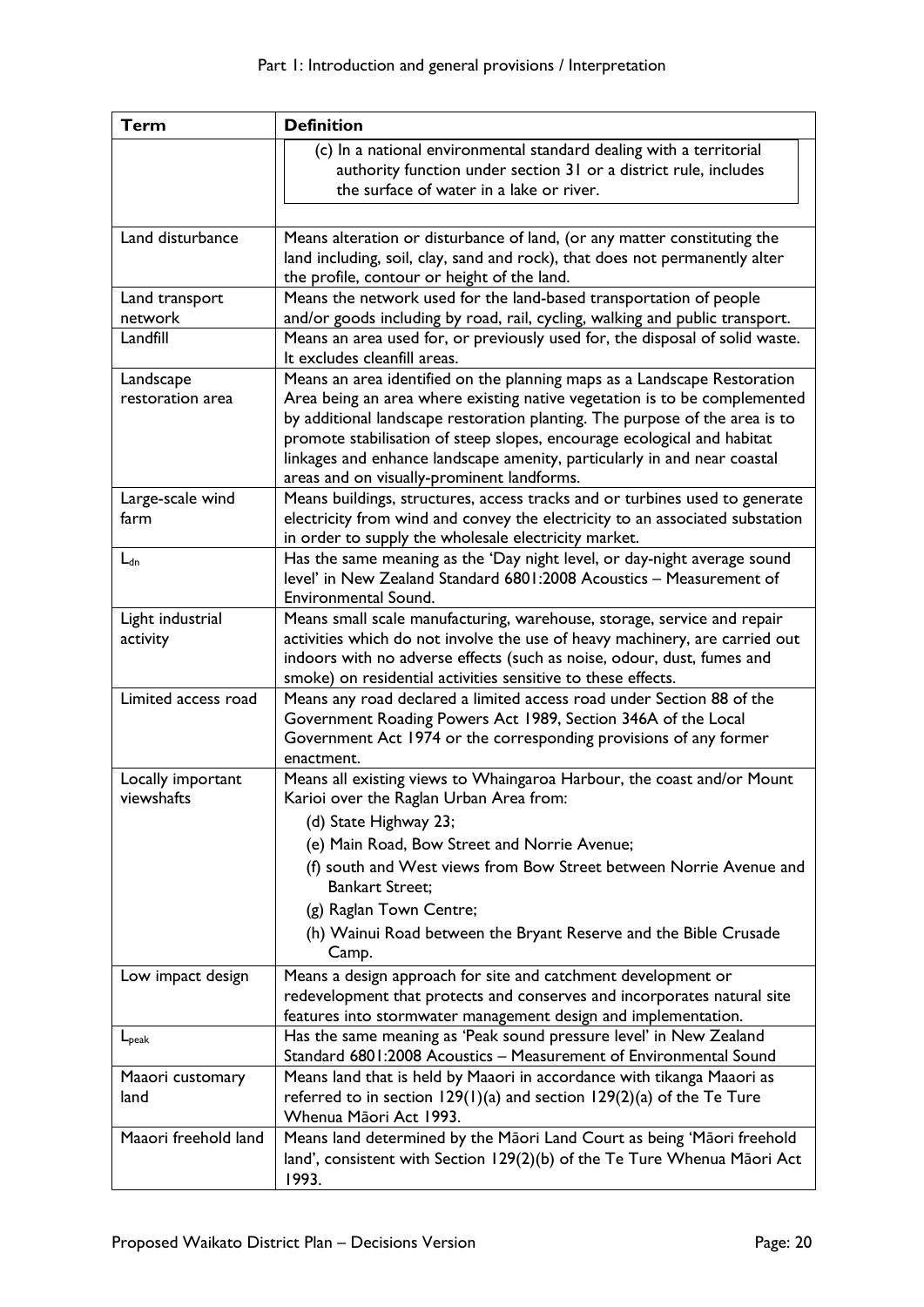| Term | Definition |
|---|---|
| | (c) In a national environmental standard dealing with a territorial authority function under section 31 or a district rule, includes the surface of water in a lake or river. |
| Land disturbance | Means alteration or disturbance of land, (or any matter constituting the land including, soil, clay, sand and rock), that does not permanently alter the profile, contour or height of the land. |
| Land transport network | Means the network used for the land-based transportation of people and/or goods including by road, rail, cycling, walking and public transport. |
| Landfill | Means an area used for, or previously used for, the disposal of solid waste. It excludes cleanfill areas. |
| Landscape restoration area | Means an area identified on the planning maps as a Landscape Restoration Area being an area where existing native vegetation is to be complemented by additional landscape restoration planting. The purpose of the area is to promote stabilisation of steep slopes, encourage ecological and habitat linkages and enhance landscape amenity, particularly in and near coastal areas and on visually-prominent landforms. |
| Large-scale wind farm | Means buildings, structures, access tracks and or turbines used to generate electricity from wind and convey the electricity to an associated substation in order to supply the wholesale electricity market. |
| $L_{dn}$ | Has the same meaning as the 'Day night level, or day-night average sound level' in New Zealand Standard 6801:2008 Acoustics – Measurement of Environmental Sound. |
| Light industrial activity | Means small scale manufacturing, warehouse, storage, service and repair activities which do not involve the use of heavy machinery, are carried out indoors with no adverse effects (such as noise, odour, dust, fumes and smoke) on residential activities sensitive to these effects. |
| Limited access road | Means any road declared a limited access road under Section 88 of the Government Roading Powers Act 1989, Section 346A of the Local Government Act 1974 or the corresponding provisions of any former enactment. |
| Locally important viewshafts | Means all existing views to Whaingaroa Harbour, the coast and/or Mount Karioi over the Raglan Urban Area from:<br>(d) State Highway 23;<br>(e) Main Road, Bow Street and Norrie Avenue;<br>(f) south and West views from Bow Street between Norrie Avenue and Bankart Street;<br>(g) Raglan Town Centre;<br>(h) Wainui Road between the Bryant Reserve and the Bible Crusade Camp. |
| Low impact design | Means a design approach for site and catchment development or redevelopment that protects and conserves and incorporates natural site features into stormwater management design and implementation. |
| $L_{peak}$ | Has the same meaning as 'Peak sound pressure level' in New Zealand Standard 6801:2008 Acoustics – Measurement of Environmental Sound |
| Maaori customary land | Means land that is held by Maaori in accordance with tikanga Maaori as referred to in section 129(1)(a) and section 129(2)(a) of the Te Ture Whenua Māori Act 1993. |
| Maaori freehold land | Means land determined by the Māori Land Court as being 'Māori freehold land', consistent with Section 129(2)(b) of the Te Ture Whenua Māori Act 1993. |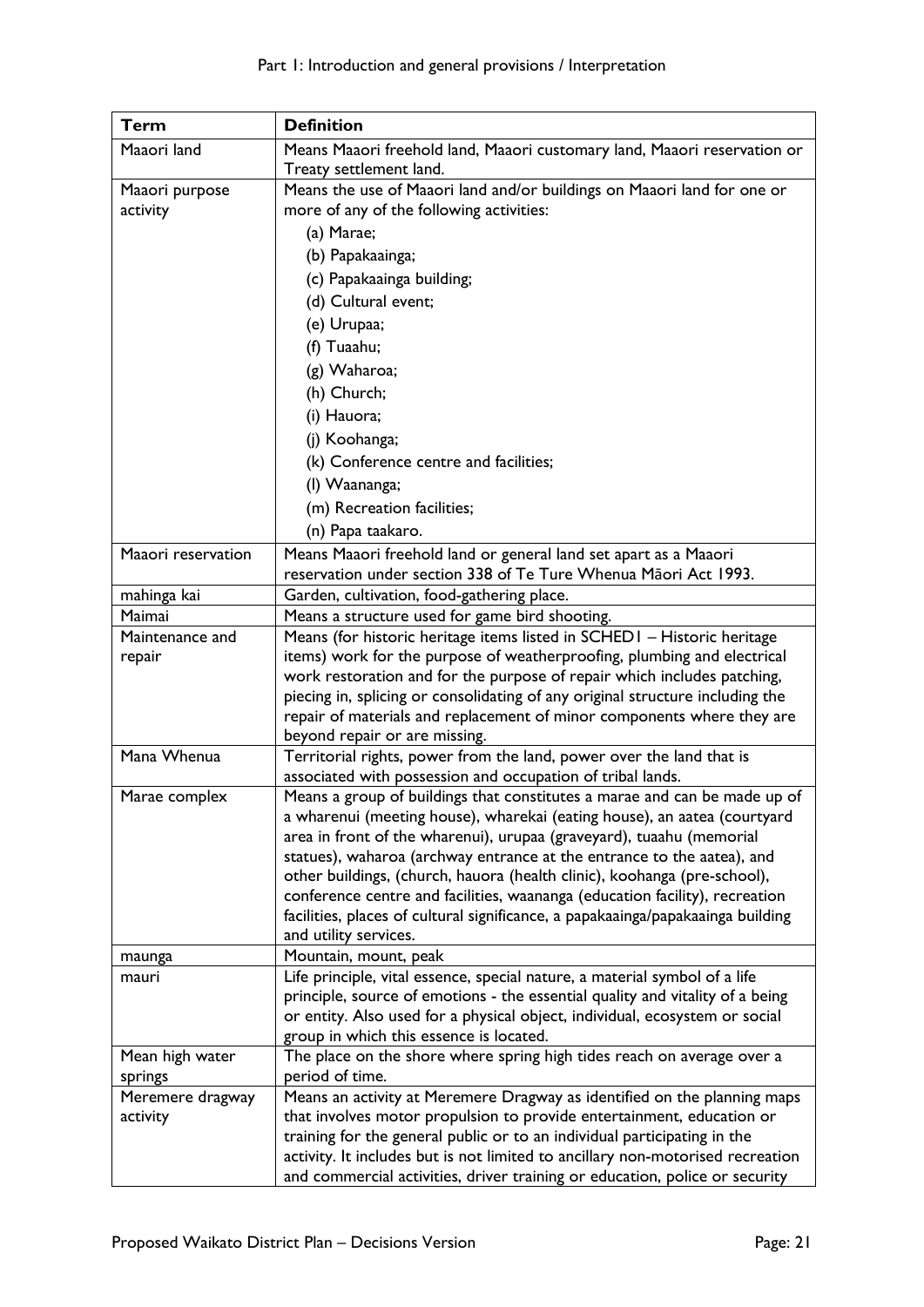| Term | Definition |
|---|---|
| Maaori land | Means Maaori freehold land, Maaori customary land, Maaori reservation or Treaty settlement land. |
| Maaori purpose activity | Means the use of Maaori land and/or buildings on Maaori land for one or more of any of the following activities:<br>(a) Marae;<br>(b) Papakaainga;<br>(c) Papakaainga building;<br>(d) Cultural event;<br>(e) Urupaa;<br>(f) Tuaahu;<br>(g) Waharoa;<br>(h) Church;<br>(i) Hauora;<br>(j) Koohanga;<br>(k) Conference centre and facilities;<br>(l) Waananga;<br>(m) Recreation facilities;<br>(n) Papa taakaro. |
| Maaori reservation | Means Maaori freehold land or general land set apart as a Maaori reservation under section 338 of Te Ture Whenua Māori Act 1993. |
| mahinga kai | Garden, cultivation, food-gathering place. |
| Maimai | Means a structure used for game bird shooting. |
| Maintenance and repair | Means (for historic heritage items listed in SCHED1 – Historic heritage items) work for the purpose of weatherproofing, plumbing and electrical work restoration and for the purpose of repair which includes patching, piecing in, splicing or consolidating of any original structure including the repair of materials and replacement of minor components where they are beyond repair or are missing. |
| Mana Whenua | Territorial rights, power from the land, power over the land that is associated with possession and occupation of tribal lands. |
| Marae complex | Means a group of buildings that constitutes a marae and can be made up of a wharenui (meeting house), wharekai (eating house), an aatea (courtyard area in front of the wharenui), urupaa (graveyard), tuaahu (memorial statues), waharoa (archway entrance at the entrance to the aatea), and other buildings, (church, hauora (health clinic), koohanga (pre-school), conference centre and facilities, waananga (education facility), recreation facilities, places of cultural significance, a papakaainga/papakaainga building and utility services. |
| maunga | Mountain, mount, peak |
| mauri | Life principle, vital essence, special nature, a material symbol of a life principle, source of emotions - the essential quality and vitality of a being or entity. Also used for a physical object, individual, ecosystem or social group in which this essence is located. |
| Mean high water springs | The place on the shore where spring high tides reach on average over a period of time. |
| Meremere dragway activity | Means an activity at Meremere Dragway as identified on the planning maps that involves motor propulsion to provide entertainment, education or training for the general public or to an individual participating in the activity. It includes but is not limited to ancillary non-motorised recreation and commercial activities, driver training or education, police or security |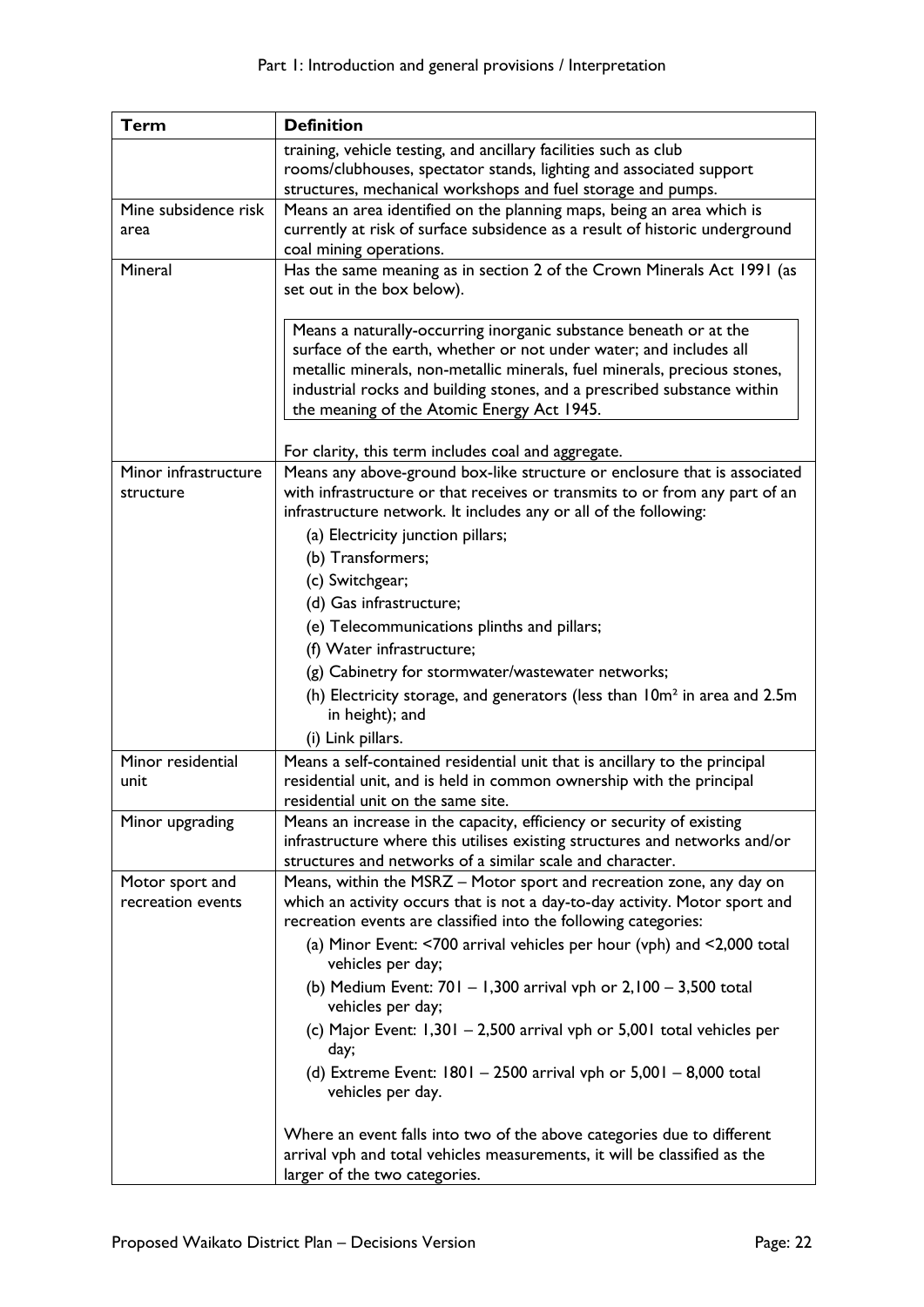| Term | Definition |
| --- | --- |
| | training, vehicle testing, and ancillary facilities such as club rooms/clubhouses, spectator stands, lighting and associated support structures, mechanical workshops and fuel storage and pumps. |
| Mine subsidence risk area | Means an area identified on the planning maps, being an area which is currently at risk of surface subsidence as a result of historic underground coal mining operations. |
| Mineral | Has the same meaning as in section 2 of the Crown Minerals Act 1991 (as set out in the box below).<br><br>Means a naturally-occurring inorganic substance beneath or at the surface of the earth, whether or not under water; and includes all metallic minerals, non-metallic minerals, fuel minerals, precious stones, industrial rocks and building stones, and a prescribed substance within the meaning of the Atomic Energy Act 1945.<br><br>For clarity, this term includes coal and aggregate. |
| Minor infrastructure structure | Means any above-ground box-like structure or enclosure that is associated with infrastructure or that receives or transmits to or from any part of an infrastructure network. It includes any or all of the following:<br>(a) Electricity junction pillars;<br>(b) Transformers;<br>(c) Switchgear;<br>(d) Gas infrastructure;<br>(e) Telecommunications plinths and pillars;<br>(f) Water infrastructure;<br>(g) Cabinetry for stormwater/wastewater networks;<br>(h) Electricity storage, and generators (less than 10m² in area and 2.5m in height); and<br>(i) Link pillars. |
| Minor residential unit | Means a self-contained residential unit that is ancillary to the principal residential unit, and is held in common ownership with the principal residential unit on the same site. |
| Minor upgrading | Means an increase in the capacity, efficiency or security of existing infrastructure where this utilises existing structures and networks and/or structures and networks of a similar scale and character. |
| Motor sport and recreation events | Means, within the MSRZ – Motor sport and recreation zone, any day on which an activity occurs that is not a day-to-day activity. Motor sport and recreation events are classified into the following categories:<br>(a) Minor Event: <700 arrival vehicles per hour (vph) and <2,000 total vehicles per day;<br>(b) Medium Event: 701 – 1,300 arrival vph or 2,100 – 3,500 total vehicles per day;<br>(c) Major Event: 1,301 – 2,500 arrival vph or 5,001 total vehicles per day;<br>(d) Extreme Event: 1801 – 2500 arrival vph or 5,001 – 8,000 total vehicles per day.<br><br>Where an event falls into two of the above categories due to different arrival vph and total vehicles measurements, it will be classified as the larger of the two categories. |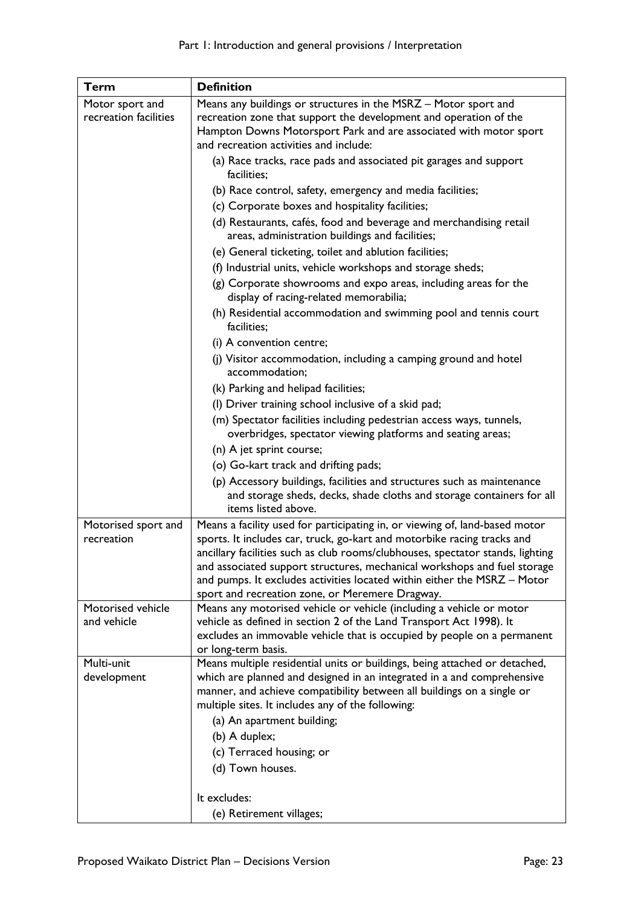| Term | Definition |
|---|---|
| Motor sport and recreation facilities | Means any buildings or structures in the MSRZ – Motor sport and recreation zone that support the development and operation of the Hampton Downs Motorsport Park and are associated with motor sport and recreation activities and include:<br>(a) Race tracks, race pads and associated pit garages and support facilities;<br>(b) Race control, safety, emergency and media facilities;<br>(c) Corporate boxes and hospitality facilities;<br>(d) Restaurants, cafés, food and beverage and merchandising retail areas, administration buildings and facilities;<br>(e) General ticketing, toilet and ablution facilities;<br>(f) Industrial units, vehicle workshops and storage sheds;<br>(g) Corporate showrooms and expo areas, including areas for the display of racing-related memorabilia;<br>(h) Residential accommodation and swimming pool and tennis court facilities;<br>(i) A convention centre;<br>(j) Visitor accommodation, including a camping ground and hotel accommodation;<br>(k) Parking and helipad facilities;<br>(l) Driver training school inclusive of a skid pad;<br>(m) Spectator facilities including pedestrian access ways, tunnels, overbridges, spectator viewing platforms and seating areas;<br>(n) A jet sprint course;<br>(o) Go-kart track and drifting pads;<br>(p) Accessory buildings, facilities and structures such as maintenance and storage sheds, decks, shade cloths and storage containers for all items listed above. |
| Motorised sport and recreation | Means a facility used for participating in, or viewing of, land-based motor sports. It includes car, truck, go-kart and motorbike racing tracks and ancillary facilities such as club rooms/clubhouses, spectator stands, lighting and associated support structures, mechanical workshops and fuel storage and pumps. It excludes activities located within either the MSRZ – Motor sport and recreation zone, or Meremere Dragway. |
| Motorised vehicle and vehicle | Means any motorised vehicle or vehicle (including a vehicle or motor vehicle as defined in section 2 of the Land Transport Act 1998). It excludes an immovable vehicle that is occupied by people on a permanent or long-term basis. |
| Multi-unit development | Means multiple residential units or buildings, being attached or detached, which are planned and designed in an integrated in a and comprehensive manner, and achieve compatibility between all buildings on a single or multiple sites. It includes any of the following:<br>(a) An apartment building;<br>(b) A duplex;<br>(c) Terraced housing; or<br>(d) Town houses.<br><br>It excludes:<br>(e) Retirement villages; |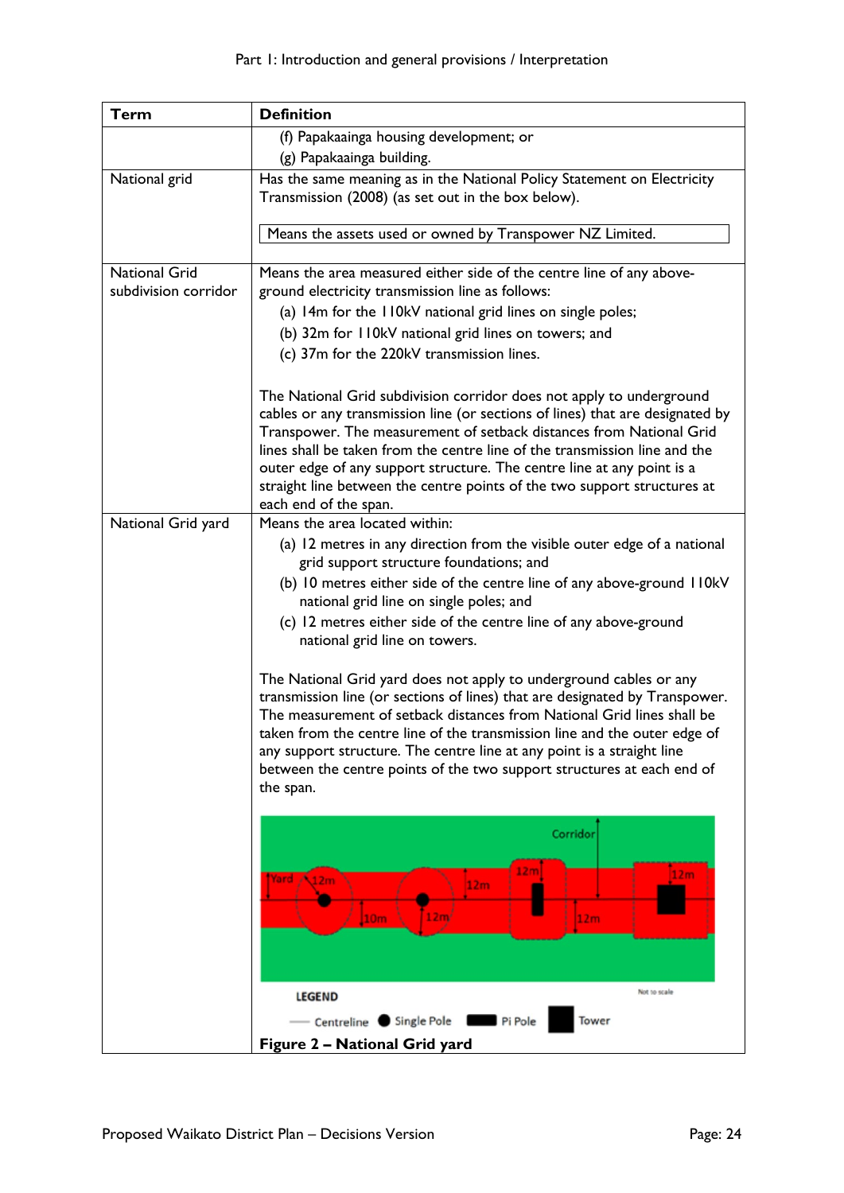| Term | Definition |
|---|---|
| | (f) Papakaainga housing development; or<br>(g) Papakaainga building. |
| National grid | Has the same meaning as in the National Policy Statement on Electricity Transmission (2008) (as set out in the box below).<br><br>Means the assets used or owned by Transpower NZ Limited. |
| National Grid subdivision corridor | Means the area measured either side of the centre line of any above-ground electricity transmission line as follows:<br>(a) 14m for the 110kV national grid lines on single poles;<br>(b) 32m for 110kV national grid lines on towers; and<br>(c) 37m for the 220kV transmission lines.<br><br>The National Grid subdivision corridor does not apply to underground cables or any transmission line (or sections of lines) that are designated by Transpower. The measurement of setback distances from National Grid lines shall be taken from the centre line of the transmission line and the outer edge of any support structure. The centre line at any point is a straight line between the centre points of the two support structures at each end of the span. |
| National Grid yard | Means the area located within:<br>(a) 12 metres in any direction from the visible outer edge of a national grid support structure foundations; and<br>(b) 10 metres either side of the centre line of any above-ground 110kV national grid line on single poles; and<br>(c) 12 metres either side of the centre line of any above-ground national grid line on towers.<br><br>The National Grid yard does not apply to underground cables or any transmission line (or sections of lines) that are designated by Transpower. The measurement of setback distances from National Grid lines shall be taken from the centre line of the transmission line and the outer edge of any support structure. The centre line at any point is a straight line between the centre points of the two support structures at each end of the span.<br><br>**Figure 2 – National Grid yard** |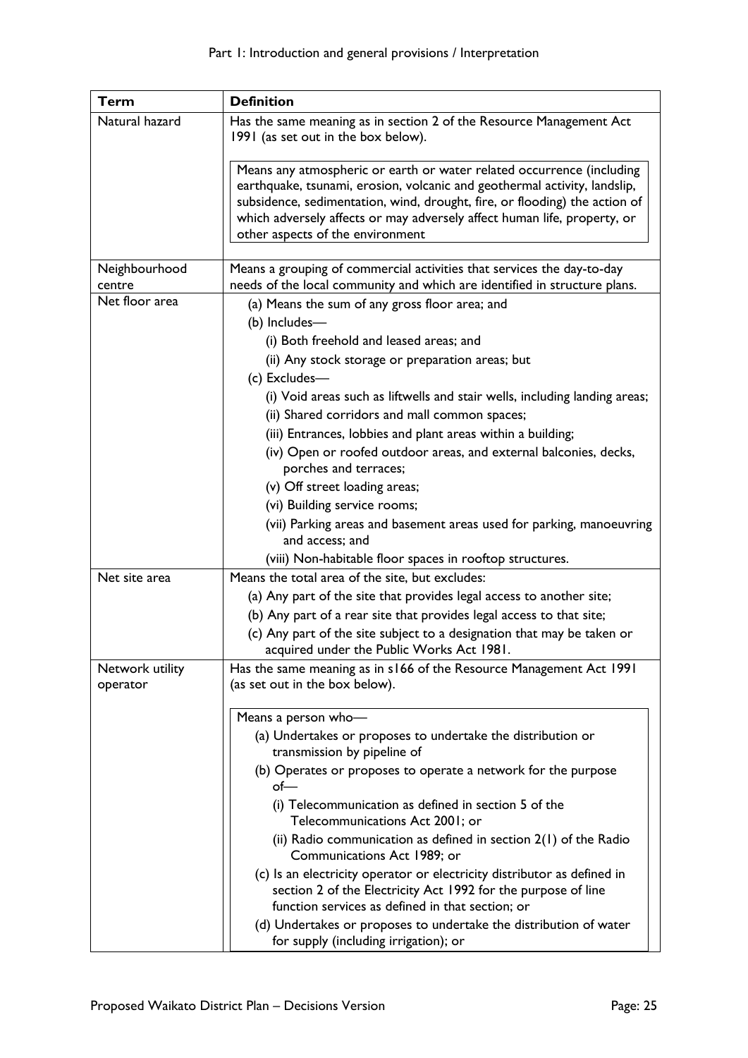| Term | Definition |
|---|---|
| Natural hazard | Has the same meaning as in section 2 of the Resource Management Act 1991 (as set out in the box below).<br><br>Means any atmospheric or earth or water related occurrence (including earthquake, tsunami, erosion, volcanic and geothermal activity, landslip, subsidence, sedimentation, wind, drought, fire, or flooding) the action of which adversely affects or may adversely affect human life, property, or other aspects of the environment |
| Neighbourhood centre | Means a grouping of commercial activities that services the day-to-day needs of the local community and which are identified in structure plans. |
| Net floor area | (a) Means the sum of any gross floor area; and<br>(b) Includes—<br>(i) Both freehold and leased areas; and<br>(ii) Any stock storage or preparation areas; but<br>(c) Excludes—<br>(i) Void areas such as liftwells and stair wells, including landing areas;<br>(ii) Shared corridors and mall common spaces;<br>(iii) Entrances, lobbies and plant areas within a building;<br>(iv) Open or roofed outdoor areas, and external balconies, decks, porches and terraces;<br>(v) Off street loading areas;<br>(vi) Building service rooms;<br>(vii) Parking areas and basement areas used for parking, manoeuvring and access; and<br>(viii) Non-habitable floor spaces in rooftop structures. |
| Net site area | Means the total area of the site, but excludes:<br>(a) Any part of the site that provides legal access to another site;<br>(b) Any part of a rear site that provides legal access to that site;<br>(c) Any part of the site subject to a designation that may be taken or acquired under the Public Works Act 1981. |
| Network utility operator | Has the same meaning as in s166 of the Resource Management Act 1991 (as set out in the box below).<br><br>Means a person who—<br>(a) Undertakes or proposes to undertake the distribution or transmission by pipeline of<br>(b) Operates or proposes to operate a network for the purpose of—<br>(i) Telecommunication as defined in section 5 of the Telecommunications Act 2001; or<br>(ii) Radio communication as defined in section 2(1) of the Radio Communications Act 1989; or<br>(c) Is an electricity operator or electricity distributor as defined in section 2 of the Electricity Act 1992 for the purpose of line function services as defined in that section; or<br>(d) Undertakes or proposes to undertake the distribution of water for supply (including irrigation); or |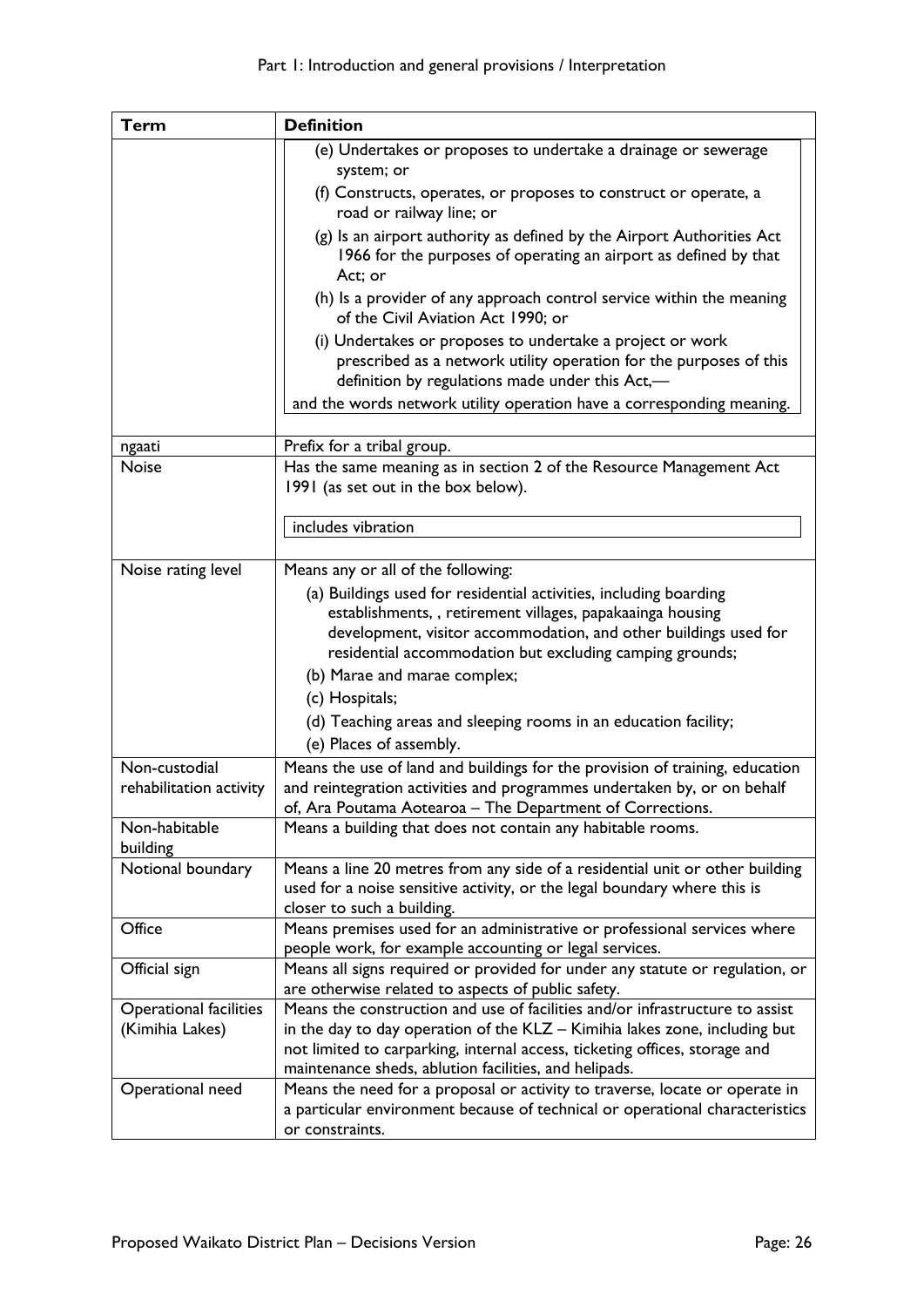| Term | Definition |
|---|---|
| | (e) Undertakes or proposes to undertake a drainage or sewerage system; or<br>(f) Constructs, operates, or proposes to construct or operate, a road or railway line; or<br>(g) Is an airport authority as defined by the Airport Authorities Act 1966 for the purposes of operating an airport as defined by that Act; or<br>(h) Is a provider of any approach control service within the meaning of the Civil Aviation Act 1990; or<br>(i) Undertakes or proposes to undertake a project or work prescribed as a network utility operation for the purposes of this definition by regulations made under this Act,—<br>and the words network utility operation have a corresponding meaning. |
| ngaati | Prefix for a tribal group. |
| Noise | Has the same meaning as in section 2 of the Resource Management Act 1991 (as set out in the box below).<br><br>includes vibration |
| Noise rating level | Means any or all of the following:<br>(a) Buildings used for residential activities, including boarding establishments, , retirement villages, papakaainga housing development, visitor accommodation, and other buildings used for residential accommodation but excluding camping grounds;<br>(b) Marae and marae complex;<br>(c) Hospitals;<br>(d) Teaching areas and sleeping rooms in an education facility;<br>(e) Places of assembly. |
| Non-custodial rehabilitation activity | Means the use of land and buildings for the provision of training, education and reintegration activities and programmes undertaken by, or on behalf of, Ara Poutama Aotearoa – The Department of Corrections. |
| Non-habitable building | Means a building that does not contain any habitable rooms. |
| Notional boundary | Means a line 20 metres from any side of a residential unit or other building used for a noise sensitive activity, or the legal boundary where this is closer to such a building. |
| Office | Means premises used for an administrative or professional services where people work, for example accounting or legal services. |
| Official sign | Means all signs required or provided for under any statute or regulation, or are otherwise related to aspects of public safety. |
| Operational facilities (Kimihia Lakes) | Means the construction and use of facilities and/or infrastructure to assist in the day to day operation of the KLZ – Kimihia lakes zone, including but not limited to carparking, internal access, ticketing offices, storage and maintenance sheds, ablution facilities, and helipads. |
| Operational need | Means the need for a proposal or activity to traverse, locate or operate in a particular environment because of technical or operational characteristics or constraints. |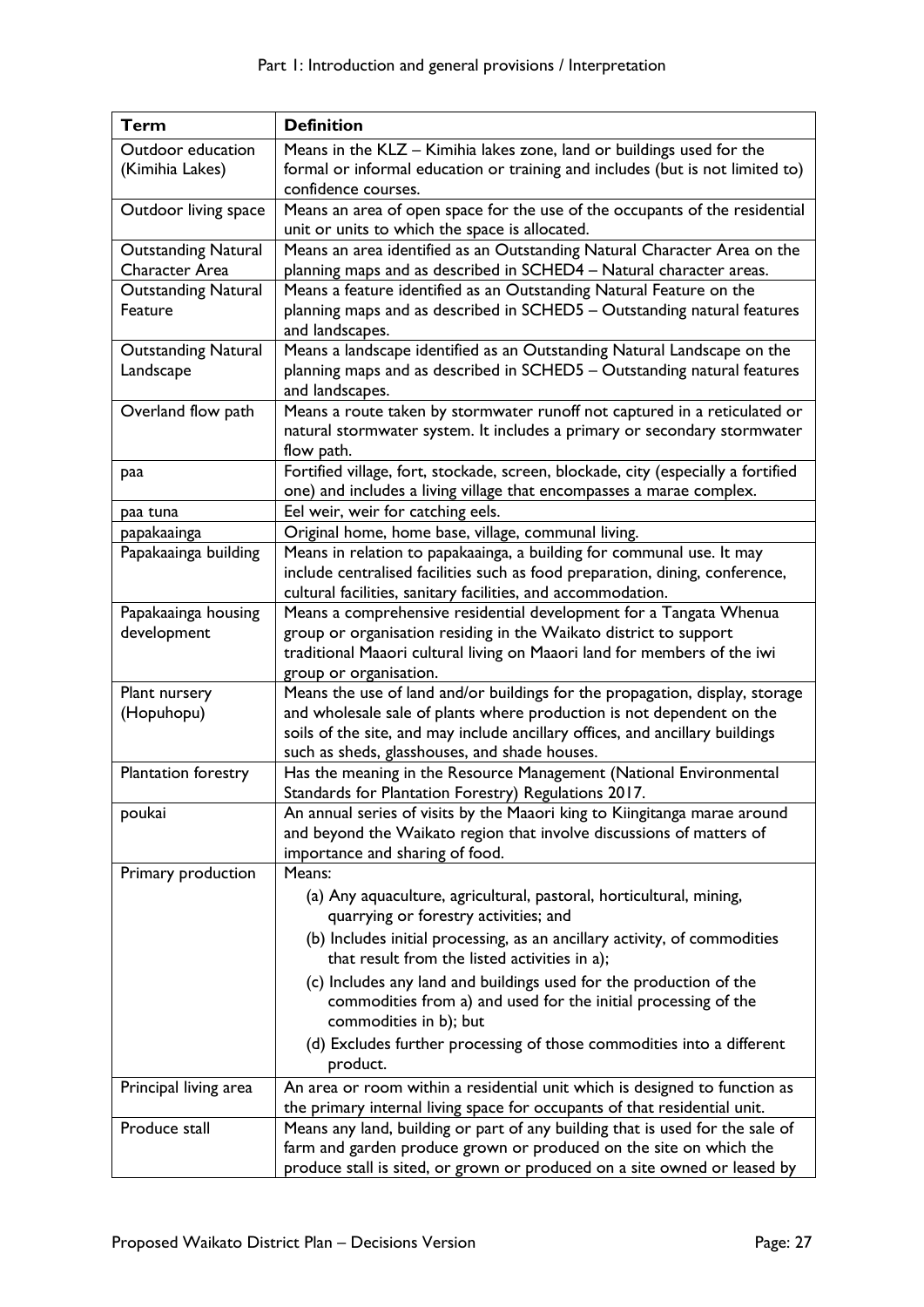| Term | Definition |
|---|---|
| Outdoor education (Kimihia Lakes) | Means in the KLZ – Kimihia lakes zone, land or buildings used for the formal or informal education or training and includes (but is not limited to) confidence courses. |
| Outdoor living space | Means an area of open space for the use of the occupants of the residential unit or units to which the space is allocated. |
| Outstanding Natural Character Area | Means an area identified as an Outstanding Natural Character Area on the planning maps and as described in SCHED4 – Natural character areas. |
| Outstanding Natural Feature | Means a feature identified as an Outstanding Natural Feature on the planning maps and as described in SCHED5 – Outstanding natural features and landscapes. |
| Outstanding Natural Landscape | Means a landscape identified as an Outstanding Natural Landscape on the planning maps and as described in SCHED5 – Outstanding natural features and landscapes. |
| Overland flow path | Means a route taken by stormwater runoff not captured in a reticulated or natural stormwater system. It includes a primary or secondary stormwater flow path. |
| paa | Fortified village, fort, stockade, screen, blockade, city (especially a fortified one) and includes a living village that encompasses a marae complex. |
| paa tuna | Eel weir, weir for catching eels. |
| papakaainga | Original home, home base, village, communal living. |
| Papakaainga building | Means in relation to papakaainga, a building for communal use. It may include centralised facilities such as food preparation, dining, conference, cultural facilities, sanitary facilities, and accommodation. |
| Papakaainga housing development | Means a comprehensive residential development for a Tangata Whenua group or organisation residing in the Waikato district to support traditional Maaori cultural living on Maaori land for members of the iwi group or organisation. |
| Plant nursery (Hopuhopu) | Means the use of land and/or buildings for the propagation, display, storage and wholesale sale of plants where production is not dependent on the soils of the site, and may include ancillary offices, and ancillary buildings such as sheds, glasshouses, and shade houses. |
| Plantation forestry | Has the meaning in the Resource Management (National Environmental Standards for Plantation Forestry) Regulations 2017. |
| poukai | An annual series of visits by the Maaori king to Kiingitanga marae around and beyond the Waikato region that involve discussions of matters of importance and sharing of food. |
| Primary production | Means:<br>(a) Any aquaculture, agricultural, pastoral, horticultural, mining, quarrying or forestry activities; and<br>(b) Includes initial processing, as an ancillary activity, of commodities that result from the listed activities in a);<br>(c) Includes any land and buildings used for the production of the commodities from a) and used for the initial processing of the commodities in b); but<br>(d) Excludes further processing of those commodities into a different product. |
| Principal living area | An area or room within a residential unit which is designed to function as the primary internal living space for occupants of that residential unit. |
| Produce stall | Means any land, building or part of any building that is used for the sale of farm and garden produce grown or produced on the site on which the produce stall is sited, or grown or produced on a site owned or leased by |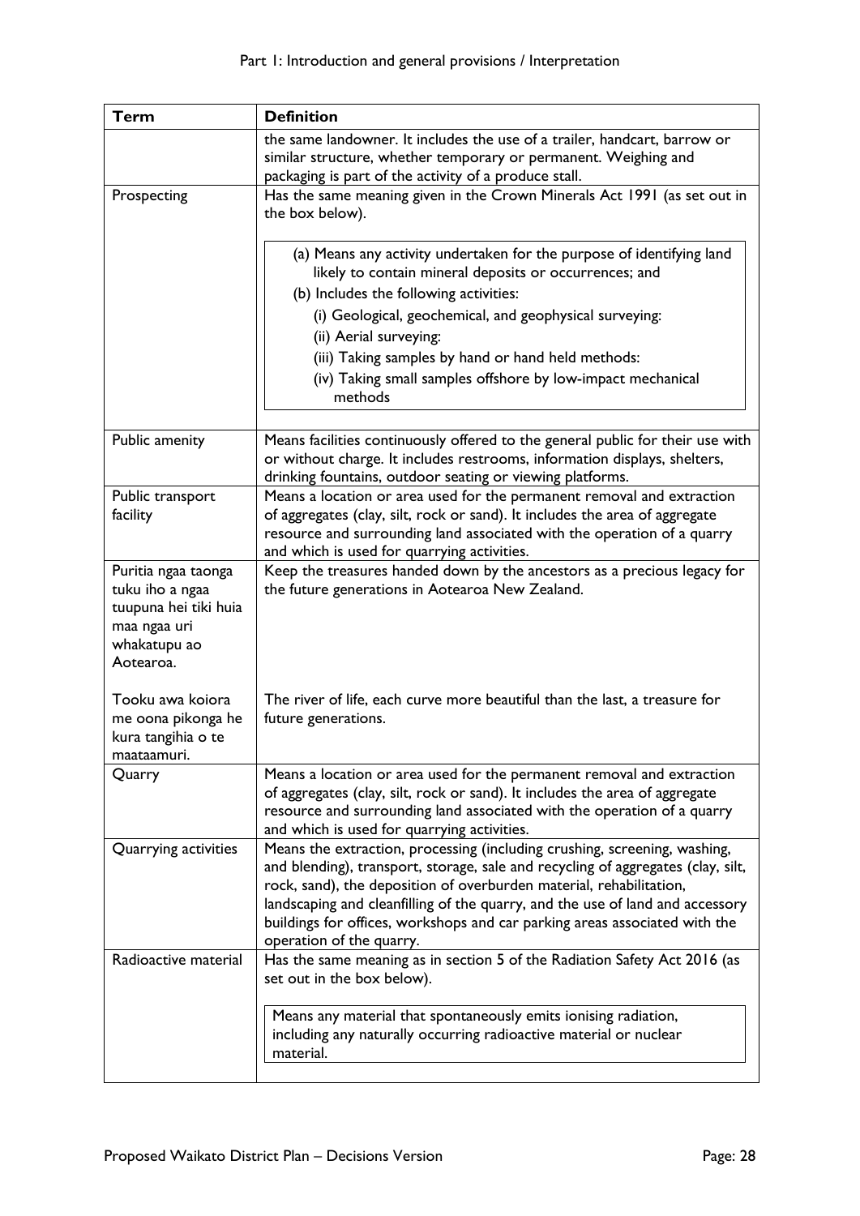| Term | Definition |
|---|---|
| | the same landowner. It includes the use of a trailer, handcart, barrow or similar structure, whether temporary or permanent. Weighing and packaging is part of the activity of a produce stall. |
| Prospecting | Has the same meaning given in the Crown Minerals Act 1991 (as set out in the box below).<br><br>(a) Means any activity undertaken for the purpose of identifying land likely to contain mineral deposits or occurrences; and<br>(b) Includes the following activities:<br>(i) Geological, geochemical, and geophysical surveying:<br>(ii) Aerial surveying:<br>(iii) Taking samples by hand or hand held methods:<br>(iv) Taking small samples offshore by low-impact mechanical methods |
| Public amenity | Means facilities continuously offered to the general public for their use with or without charge. It includes restrooms, information displays, shelters, drinking fountains, outdoor seating or viewing platforms. |
| Public transport facility | Means a location or area used for the permanent removal and extraction of aggregates (clay, silt, rock or sand). It includes the area of aggregate resource and surrounding land associated with the operation of a quarry and which is used for quarrying activities. |
| Puritia ngaa taonga tuku iho a ngaa tuupuna hei tiki huia maa ngaa uri whakatupu ao Aotearoa.<br><br>Tooku awa koiora me oona pikonga he kura tangihia o te maataamuri. | Keep the treasures handed down by the ancestors as a precious legacy for the future generations in Aotearoa New Zealand.<br><br>The river of life, each curve more beautiful than the last, a treasure for future generations. |
| Quarry | Means a location or area used for the permanent removal and extraction of aggregates (clay, silt, rock or sand). It includes the area of aggregate resource and surrounding land associated with the operation of a quarry and which is used for quarrying activities. |
| Quarrying activities | Means the extraction, processing (including crushing, screening, washing, and blending), transport, storage, sale and recycling of aggregates (clay, silt, rock, sand), the deposition of overburden material, rehabilitation, landscaping and cleanfilling of the quarry, and the use of land and accessory buildings for offices, workshops and car parking areas associated with the operation of the quarry. |
| Radioactive material | Has the same meaning as in section 5 of the Radiation Safety Act 2016 (as set out in the box below).<br><br>Means any material that spontaneously emits ionising radiation, including any naturally occurring radioactive material or nuclear material. |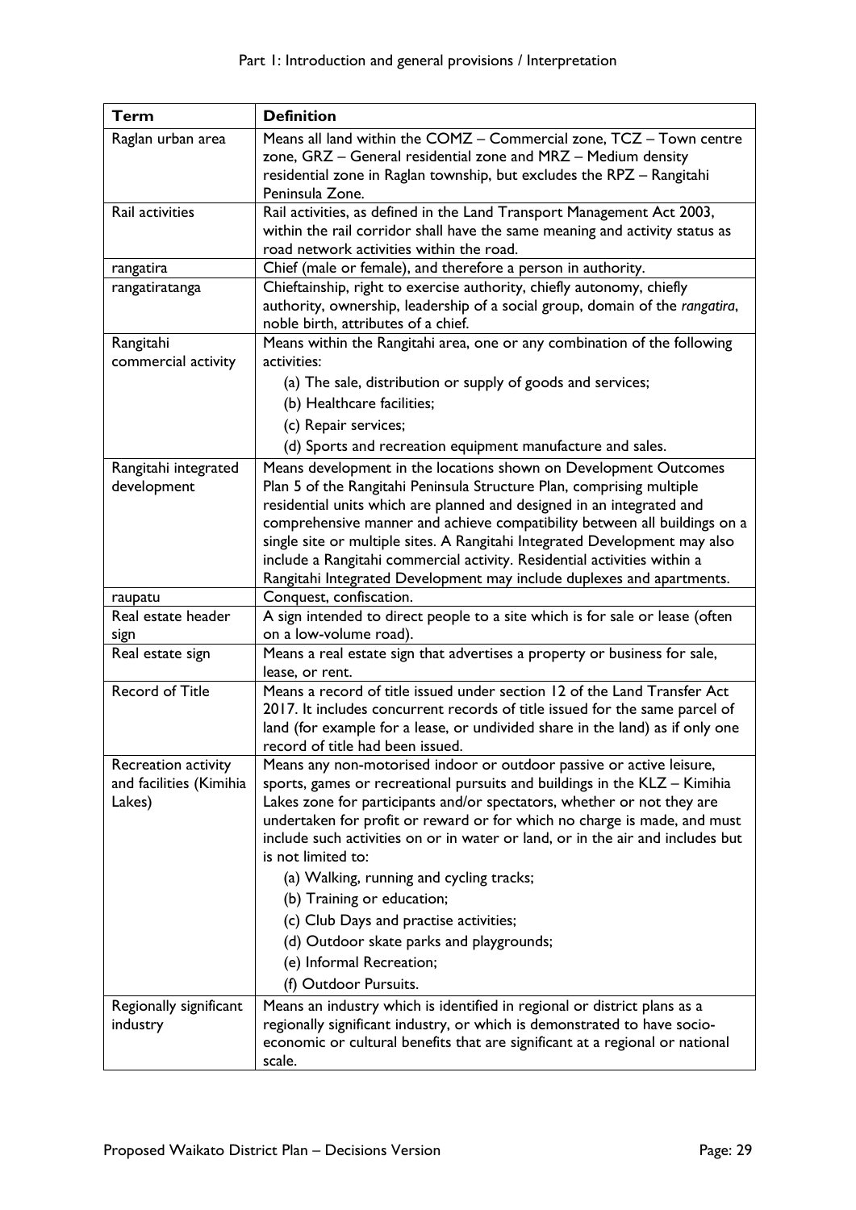| Term | Definition |
|---|---|
| Raglan urban area | Means all land within the COMZ – Commercial zone, TCZ – Town centre zone, GRZ – General residential zone and MRZ – Medium density residential zone in Raglan township, but excludes the RPZ – Rangitahi Peninsula Zone. |
| Rail activities | Rail activities, as defined in the Land Transport Management Act 2003, within the rail corridor shall have the same meaning and activity status as road network activities within the road. |
| rangatira | Chief (male or female), and therefore a person in authority. |
| rangatiratanga | Chieftainship, right to exercise authority, chiefly autonomy, chiefly authority, ownership, leadership of a social group, domain of the *rangatira*, noble birth, attributes of a chief. |
| Rangitahi commercial activity | Means within the Rangitahi area, one or any combination of the following activities:<br>(a) The sale, distribution or supply of goods and services;<br>(b) Healthcare facilities;<br>(c) Repair services;<br>(d) Sports and recreation equipment manufacture and sales. |
| Rangitahi integrated development | Means development in the locations shown on Development Outcomes Plan 5 of the Rangitahi Peninsula Structure Plan, comprising multiple residential units which are planned and designed in an integrated and comprehensive manner and achieve compatibility between all buildings on a single site or multiple sites. A Rangitahi Integrated Development may also include a Rangitahi commercial activity. Residential activities within a Rangitahi Integrated Development may include duplexes and apartments. |
| raupatu | Conquest, confiscation. |
| Real estate header sign | A sign intended to direct people to a site which is for sale or lease (often on a low-volume road). |
| Real estate sign | Means a real estate sign that advertises a property or business for sale, lease, or rent. |
| Record of Title | Means a record of title issued under section 12 of the Land Transfer Act 2017. It includes concurrent records of title issued for the same parcel of land (for example for a lease, or undivided share in the land) as if only one record of title had been issued. |
| Recreation activity and facilities (Kimihia Lakes) | Means any non-motorised indoor or outdoor passive or active leisure, sports, games or recreational pursuits and buildings in the KLZ – Kimihia Lakes zone for participants and/or spectators, whether or not they are undertaken for profit or reward or for which no charge is made, and must include such activities on or in water or land, or in the air and includes but is not limited to:<br>(a) Walking, running and cycling tracks;<br>(b) Training or education;<br>(c) Club Days and practise activities;<br>(d) Outdoor skate parks and playgrounds;<br>(e) Informal Recreation;<br>(f) Outdoor Pursuits. |
| Regionally significant industry | Means an industry which is identified in regional or district plans as a regionally significant industry, or which is demonstrated to have socio-economic or cultural benefits that are significant at a regional or national scale. |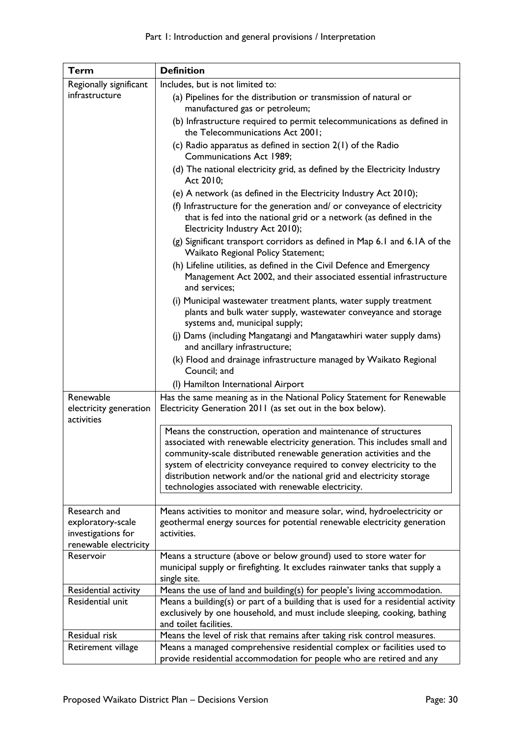| Term | Definition |
|---|---|
| Regionally significant infrastructure | Includes, but is not limited to:<br>(a) Pipelines for the distribution or transmission of natural or manufactured gas or petroleum;<br>(b) Infrastructure required to permit telecommunications as defined in the Telecommunications Act 2001;<br>(c) Radio apparatus as defined in section 2(1) of the Radio Communications Act 1989;<br>(d) The national electricity grid, as defined by the Electricity Industry Act 2010;<br>(e) A network (as defined in the Electricity Industry Act 2010);<br>(f) Infrastructure for the generation and/ or conveyance of electricity that is fed into the national grid or a network (as defined in the Electricity Industry Act 2010);<br>(g) Significant transport corridors as defined in Map 6.1 and 6.1A of the Waikato Regional Policy Statement;<br>(h) Lifeline utilities, as defined in the Civil Defence and Emergency Management Act 2002, and their associated essential infrastructure and services;<br>(i) Municipal wastewater treatment plants, water supply treatment plants and bulk water supply, wastewater conveyance and storage systems and, municipal supply;<br>(j) Dams (including Mangatangi and Mangatawhiri water supply dams) and ancillary infrastructure;<br>(k) Flood and drainage infrastructure managed by Waikato Regional Council; and<br>(l) Hamilton International Airport |
| Renewable electricity generation activities | Has the same meaning as in the National Policy Statement for Renewable Electricity Generation 2011 (as set out in the box below).<br><br>Means the construction, operation and maintenance of structures associated with renewable electricity generation. This includes small and community-scale distributed renewable generation activities and the system of electricity conveyance required to convey electricity to the distribution network and/or the national grid and electricity storage technologies associated with renewable electricity. |
| Research and exploratory-scale investigations for renewable electricity | Means activities to monitor and measure solar, wind, hydroelectricity or geothermal energy sources for potential renewable electricity generation activities. |
| Reservoir | Means a structure (above or below ground) used to store water for municipal supply or firefighting. It excludes rainwater tanks that supply a single site. |
| Residential activity | Means the use of land and building(s) for people's living accommodation. |
| Residential unit | Means a building(s) or part of a building that is used for a residential activity exclusively by one household, and must include sleeping, cooking, bathing and toilet facilities. |
| Residual risk | Means the level of risk that remains after taking risk control measures. |
| Retirement village | Means a managed comprehensive residential complex or facilities used to provide residential accommodation for people who are retired and any |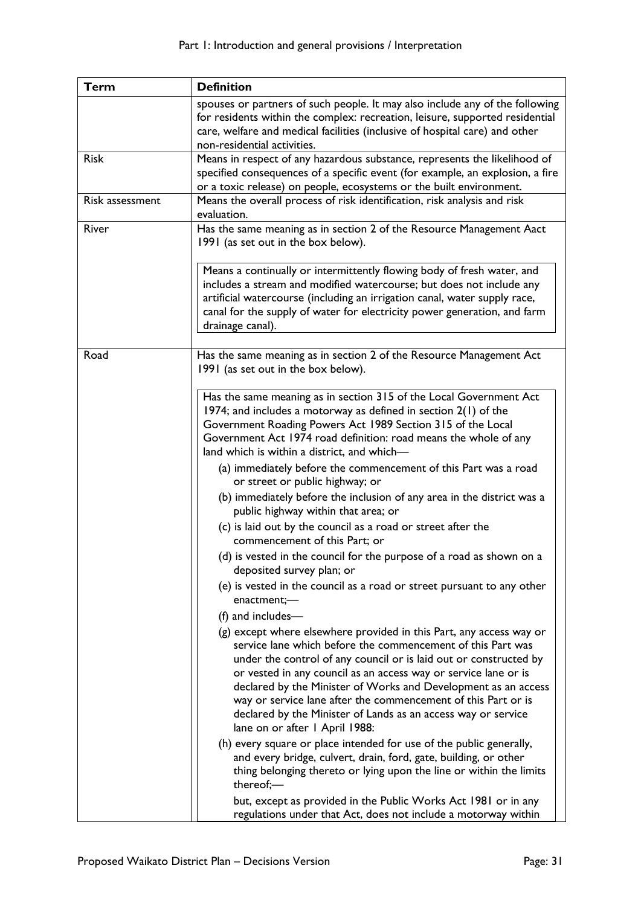| Term | Definition |
| --- | --- |
| | spouses or partners of such people. It may also include any of the following for residents within the complex: recreation, leisure, supported residential care, welfare and medical facilities (inclusive of hospital care) and other non-residential activities. |
| Risk | Means in respect of any hazardous substance, represents the likelihood of specified consequences of a specific event (for example, an explosion, a fire or a toxic release) on people, ecosystems or the built environment. |
| Risk assessment | Means the overall process of risk identification, risk analysis and risk evaluation. |
| River | Has the same meaning as in section 2 of the Resource Management Aact 1991 (as set out in the box below).<br><br>Means a continually or intermittently flowing body of fresh water, and includes a stream and modified watercourse; but does not include any artificial watercourse (including an irrigation canal, water supply race, canal for the supply of water for electricity power generation, and farm drainage canal). |
| Road | Has the same meaning as in section 2 of the Resource Management Act 1991 (as set out in the box below).<br><br>Has the same meaning as in section 315 of the Local Government Act 1974; and includes a motorway as defined in section 2(1) of the Government Roading Powers Act 1989 Section 315 of the Local Government Act 1974 road definition: road means the whole of any land which is within a district, and which—<br>(a) immediately before the commencement of this Part was a road or street or public highway; or<br>(b) immediately before the inclusion of any area in the district was a public highway within that area; or<br>(c) is laid out by the council as a road or street after the commencement of this Part; or<br>(d) is vested in the council for the purpose of a road as shown on a deposited survey plan; or<br>(e) is vested in the council as a road or street pursuant to any other enactment;—<br>(f) and includes—<br>(g) except where elsewhere provided in this Part, any access way or service lane which before the commencement of this Part was under the control of any council or is laid out or constructed by or vested in any council as an access way or service lane or is declared by the Minister of Works and Development as an access way or service lane after the commencement of this Part or is declared by the Minister of Lands as an access way or service lane on or after 1 April 1988:<br>(h) every square or place intended for use of the public generally, and every bridge, culvert, drain, ford, gate, building, or other thing belonging thereto or lying upon the line or within the limits thereof;—<br>but, except as provided in the Public Works Act 1981 or in any regulations under that Act, does not include a motorway within |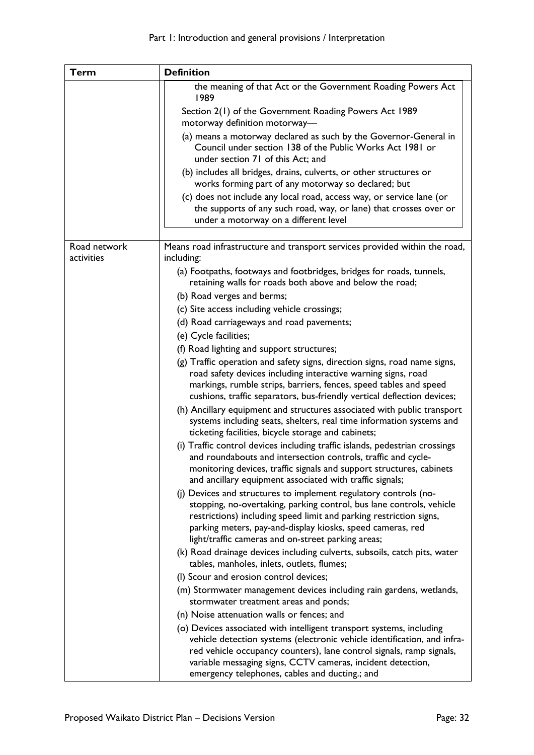| Term | Definition |
|---|---|
| | the meaning of that Act or the Government Roading Powers Act 1989<br><br>Section 2(1) of the Government Roading Powers Act 1989 motorway definition motorway—<br><br>(a) means a motorway declared as such by the Governor-General in Council under section 138 of the Public Works Act 1981 or under section 71 of this Act; and<br><br>(b) includes all bridges, drains, culverts, or other structures or works forming part of any motorway so declared; but<br><br>(c) does not include any local road, access way, or service lane (or the supports of any such road, way, or lane) that crosses over or under a motorway on a different level |
| Road network activities | Means road infrastructure and transport services provided within the road, including:<br><br>(a) Footpaths, footways and footbridges, bridges for roads, tunnels, retaining walls for roads both above and below the road;<br><br>(b) Road verges and berms;<br><br>(c) Site access including vehicle crossings;<br><br>(d) Road carriageways and road pavements;<br><br>(e) Cycle facilities;<br><br>(f) Road lighting and support structures;<br><br>(g) Traffic operation and safety signs, direction signs, road name signs, road safety devices including interactive warning signs, road markings, rumble strips, barriers, fences, speed tables and speed cushions, traffic separators, bus-friendly vertical deflection devices;<br><br>(h) Ancillary equipment and structures associated with public transport systems including seats, shelters, real time information systems and ticketing facilities, bicycle storage and cabinets;<br><br>(i) Traffic control devices including traffic islands, pedestrian crossings and roundabouts and intersection controls, traffic and cycle-monitoring devices, traffic signals and support structures, cabinets and ancillary equipment associated with traffic signals;<br><br>(j) Devices and structures to implement regulatory controls (no-stopping, no-overtaking, parking control, bus lane controls, vehicle restrictions) including speed limit and parking restriction signs, parking meters, pay-and-display kiosks, speed cameras, red light/traffic cameras and on-street parking areas;<br><br>(k) Road drainage devices including culverts, subsoils, catch pits, water tables, manholes, inlets, outlets, flumes;<br><br>(l) Scour and erosion control devices;<br><br>(m) Stormwater management devices including rain gardens, wetlands, stormwater treatment areas and ponds;<br><br>(n) Noise attenuation walls or fences; and<br><br>(o) Devices associated with intelligent transport systems, including vehicle detection systems (electronic vehicle identification, and infra-red vehicle occupancy counters), lane control signals, ramp signals, variable messaging signs, CCTV cameras, incident detection, emergency telephones, cables and ducting.; and |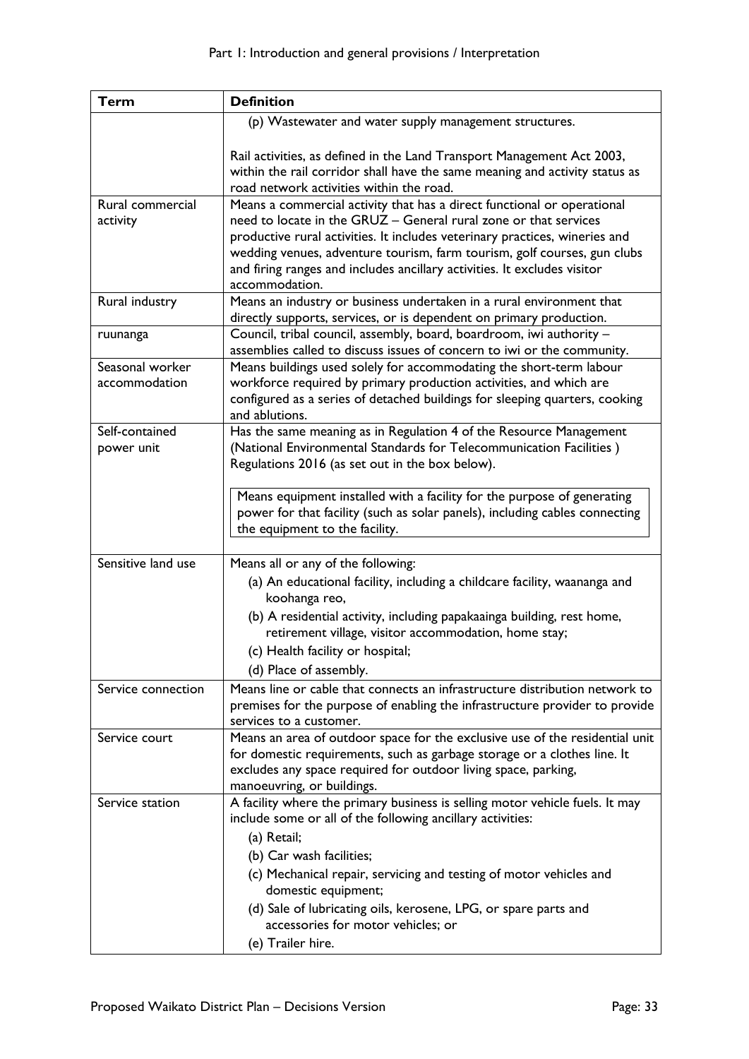| Term | Definition |
|---|---|
| | (p) Wastewater and water supply management structures.<br><br>Rail activities, as defined in the Land Transport Management Act 2003, within the rail corridor shall have the same meaning and activity status as road network activities within the road. |
| Rural commercial activity | Means a commercial activity that has a direct functional or operational need to locate in the GRUZ – General rural zone or that services productive rural activities. It includes veterinary practices, wineries and wedding venues, adventure tourism, farm tourism, golf courses, gun clubs and firing ranges and includes ancillary activities. It excludes visitor accommodation. |
| Rural industry | Means an industry or business undertaken in a rural environment that directly supports, services, or is dependent on primary production. |
| ruunanga | Council, tribal council, assembly, board, boardroom, iwi authority – assemblies called to discuss issues of concern to iwi or the community. |
| Seasonal worker accommodation | Means buildings used solely for accommodating the short-term labour workforce required by primary production activities, and which are configured as a series of detached buildings for sleeping quarters, cooking and ablutions. |
| Self-contained power unit | Has the same meaning as in Regulation 4 of the Resource Management (National Environmental Standards for Telecommunication Facilities ) Regulations 2016 (as set out in the box below).<br><br>Means equipment installed with a facility for the purpose of generating power for that facility (such as solar panels), including cables connecting the equipment to the facility. |
| Sensitive land use | Means all or any of the following:<br>(a) An educational facility, including a childcare facility, waananga and koohanga reo,<br>(b) A residential activity, including papakaainga building, rest home, retirement village, visitor accommodation, home stay;<br>(c) Health facility or hospital;<br>(d) Place of assembly. |
| Service connection | Means line or cable that connects an infrastructure distribution network to premises for the purpose of enabling the infrastructure provider to provide services to a customer. |
| Service court | Means an area of outdoor space for the exclusive use of the residential unit for domestic requirements, such as garbage storage or a clothes line. It excludes any space required for outdoor living space, parking, manoeuvring, or buildings. |
| Service station | A facility where the primary business is selling motor vehicle fuels. It may include some or all of the following ancillary activities:<br>(a) Retail;<br>(b) Car wash facilities;<br>(c) Mechanical repair, servicing and testing of motor vehicles and domestic equipment;<br>(d) Sale of lubricating oils, kerosene, LPG, or spare parts and accessories for motor vehicles; or<br>(e) Trailer hire. |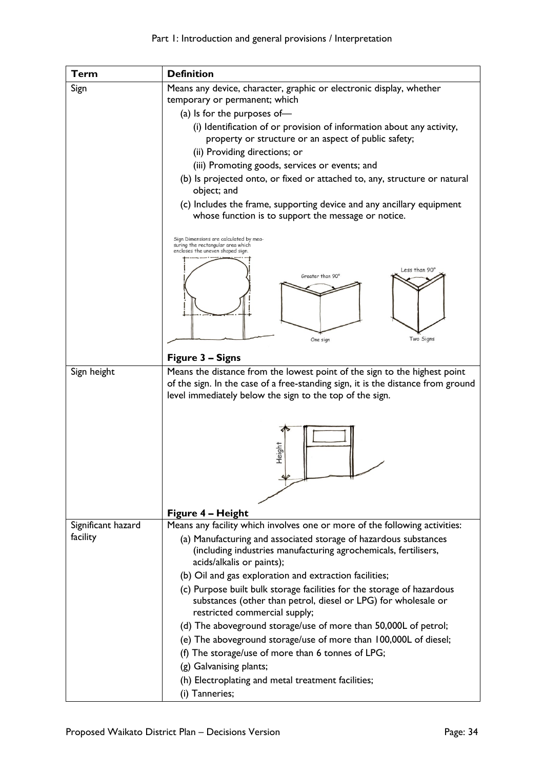| Term | Definition |
|---|---|
| Sign | Means any device, character, graphic or electronic display, whether temporary or permanent; which<br>(a) Is for the purposes of—<br>(i) Identification of or provision of information about any activity, property or structure or an aspect of public safety;<br>(ii) Providing directions; or<br>(iii) Promoting goods, services or events; and<br>(b) Is projected onto, or fixed or attached to, any, structure or natural object; and<br>(c) Includes the frame, supporting device and any ancillary equipment whose function is to support the message or notice.<br><br>Sign Dimensions are calculated by measuring the rectangular area which encloses the uneven shaped sign. Greater than 90° One sign Less than 90° Two Signs<br><br>**Figure 3 – Signs** |
| Sign height | Means the distance from the lowest point of the sign to the highest point of the sign. In the case of a free-standing sign, it is the distance from ground level immediately below the sign to the top of the sign.<br><br>Height<br><br>**Figure 4 – Height** |
| Significant hazard facility | Means any facility which involves one or more of the following activities:<br>(a) Manufacturing and associated storage of hazardous substances (including industries manufacturing agrochemicals, fertilisers, acids/alkalis or paints);<br>(b) Oil and gas exploration and extraction facilities;<br>(c) Purpose built bulk storage facilities for the storage of hazardous substances (other than petrol, diesel or LPG) for wholesale or restricted commercial supply;<br>(d) The aboveground storage/use of more than 50,000L of petrol;<br>(e) The aboveground storage/use of more than 100,000L of diesel;<br>(f) The storage/use of more than 6 tonnes of LPG;<br>(g) Galvanising plants;<br>(h) Electroplating and metal treatment facilities;<br>(i) Tanneries; |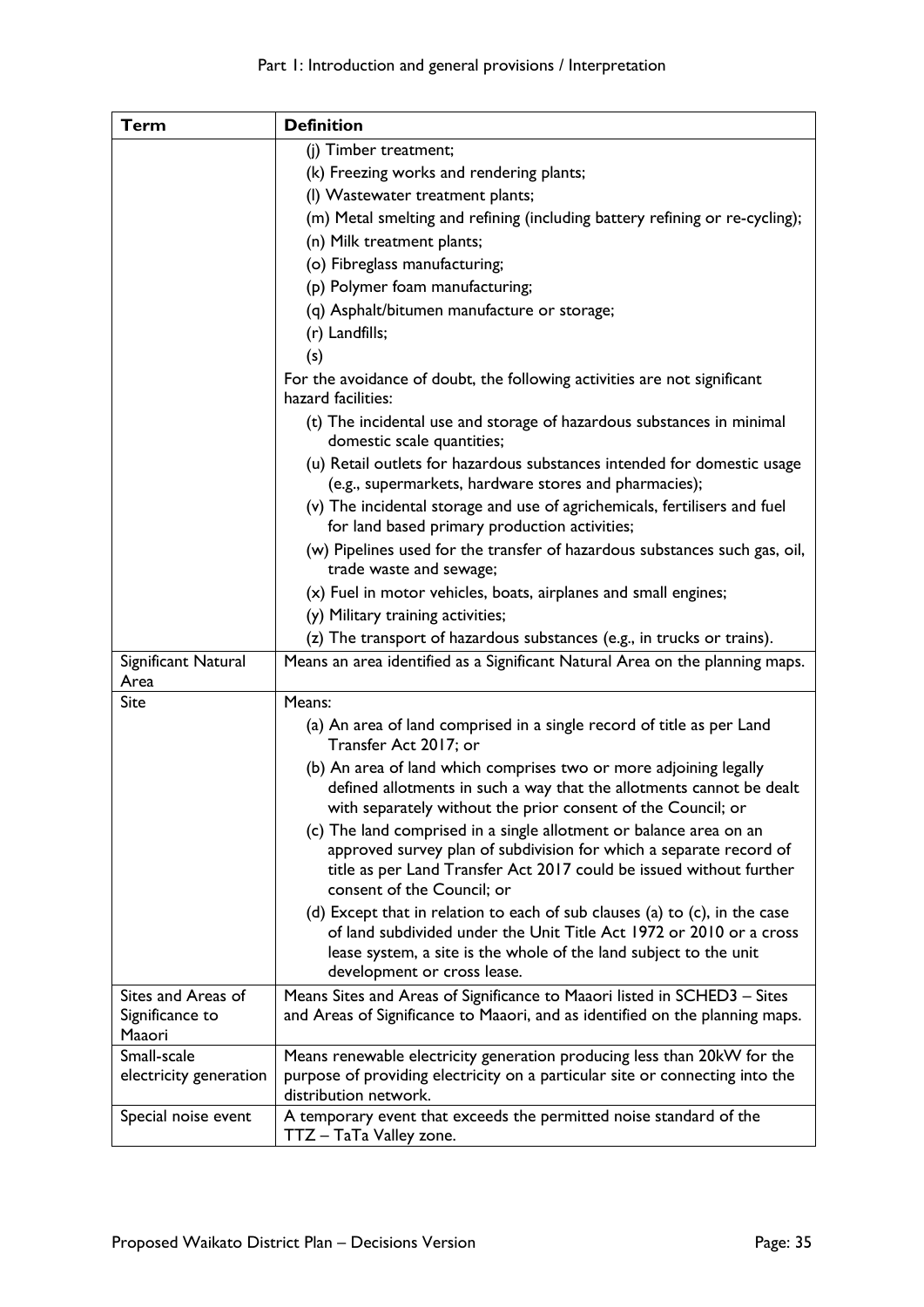| Term | Definition |
|---|---|
| | (j) Timber treatment;<br>(k) Freezing works and rendering plants;<br>(l) Wastewater treatment plants;<br>(m) Metal smelting and refining (including battery refining or re-cycling);<br>(n) Milk treatment plants;<br>(o) Fibreglass manufacturing;<br>(p) Polymer foam manufacturing;<br>(q) Asphalt/bitumen manufacture or storage;<br>(r) Landfills;<br>(s)<br>For the avoidance of doubt, the following activities are not significant hazard facilities:<br>(t) The incidental use and storage of hazardous substances in minimal domestic scale quantities;<br>(u) Retail outlets for hazardous substances intended for domestic usage (e.g., supermarkets, hardware stores and pharmacies);<br>(v) The incidental storage and use of agrichemicals, fertilisers and fuel for land based primary production activities;<br>(w) Pipelines used for the transfer of hazardous substances such gas, oil, trade waste and sewage;<br>(x) Fuel in motor vehicles, boats, airplanes and small engines;<br>(y) Military training activities;<br>(z) The transport of hazardous substances (e.g., in trucks or trains). |
| Significant Natural Area | Means an area identified as a Significant Natural Area on the planning maps. |
| Site | Means:<br>(a) An area of land comprised in a single record of title as per Land Transfer Act 2017; or<br>(b) An area of land which comprises two or more adjoining legally defined allotments in such a way that the allotments cannot be dealt with separately without the prior consent of the Council; or<br>(c) The land comprised in a single allotment or balance area on an approved survey plan of subdivision for which a separate record of title as per Land Transfer Act 2017 could be issued without further consent of the Council; or<br>(d) Except that in relation to each of sub clauses (a) to (c), in the case of land subdivided under the Unit Title Act 1972 or 2010 or a cross lease system, a site is the whole of the land subject to the unit development or cross lease. |
| Sites and Areas of Significance to Maaori | Means Sites and Areas of Significance to Maaori listed in SCHED3 – Sites and Areas of Significance to Maaori, and as identified on the planning maps. |
| Small-scale electricity generation | Means renewable electricity generation producing less than 20kW for the purpose of providing electricity on a particular site or connecting into the distribution network. |
| Special noise event | A temporary event that exceeds the permitted noise standard of the TTZ – TaTa Valley zone. |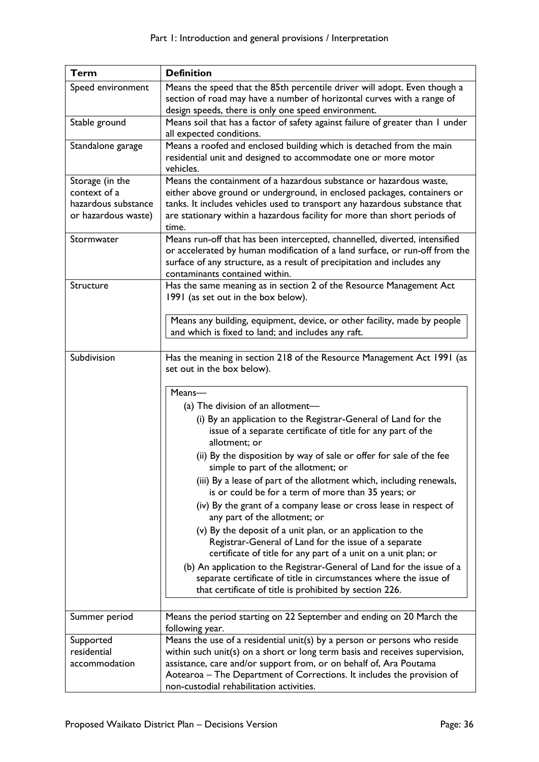| Term | Definition |
|---|---|
| Speed environment | Means the speed that the 85th percentile driver will adopt. Even though a section of road may have a number of horizontal curves with a range of design speeds, there is only one speed environment. |
| Stable ground | Means soil that has a factor of safety against failure of greater than 1 under all expected conditions. |
| Standalone garage | Means a roofed and enclosed building which is detached from the main residential unit and designed to accommodate one or more motor vehicles. |
| Storage (in the context of a hazardous substance or hazardous waste) | Means the containment of a hazardous substance or hazardous waste, either above ground or underground, in enclosed packages, containers or tanks. It includes vehicles used to transport any hazardous substance that are stationary within a hazardous facility for more than short periods of time. |
| Stormwater | Means run-off that has been intercepted, channelled, diverted, intensified or accelerated by human modification of a land surface, or run-off from the surface of any structure, as a result of precipitation and includes any contaminants contained within. |
| Structure | Has the same meaning as in section 2 of the Resource Management Act 1991 (as set out in the box below).<br><br>Means any building, equipment, device, or other facility, made by people and which is fixed to land; and includes any raft. |
| Subdivision | Has the meaning in section 218 of the Resource Management Act 1991 (as set out in the box below).<br><br>Means—<br>(a) The division of an allotment—<br>(i) By an application to the Registrar-General of Land for the issue of a separate certificate of title for any part of the allotment; or<br>(ii) By the disposition by way of sale or offer for sale of the fee simple to part of the allotment; or<br>(iii) By a lease of part of the allotment which, including renewals, is or could be for a term of more than 35 years; or<br>(iv) By the grant of a company lease or cross lease in respect of any part of the allotment; or<br>(v) By the deposit of a unit plan, or an application to the Registrar-General of Land for the issue of a separate certificate of title for any part of a unit on a unit plan; or<br>(b) An application to the Registrar-General of Land for the issue of a separate certificate of title in circumstances where the issue of that certificate of title is prohibited by section 226. |
| Summer period | Means the period starting on 22 September and ending on 20 March the following year. |
| Supported residential accommodation | Means the use of a residential unit(s) by a person or persons who reside within such unit(s) on a short or long term basis and receives supervision, assistance, care and/or support from, or on behalf of, Ara Poutama Aotearoa – The Department of Corrections. It includes the provision of non-custodial rehabilitation activities. |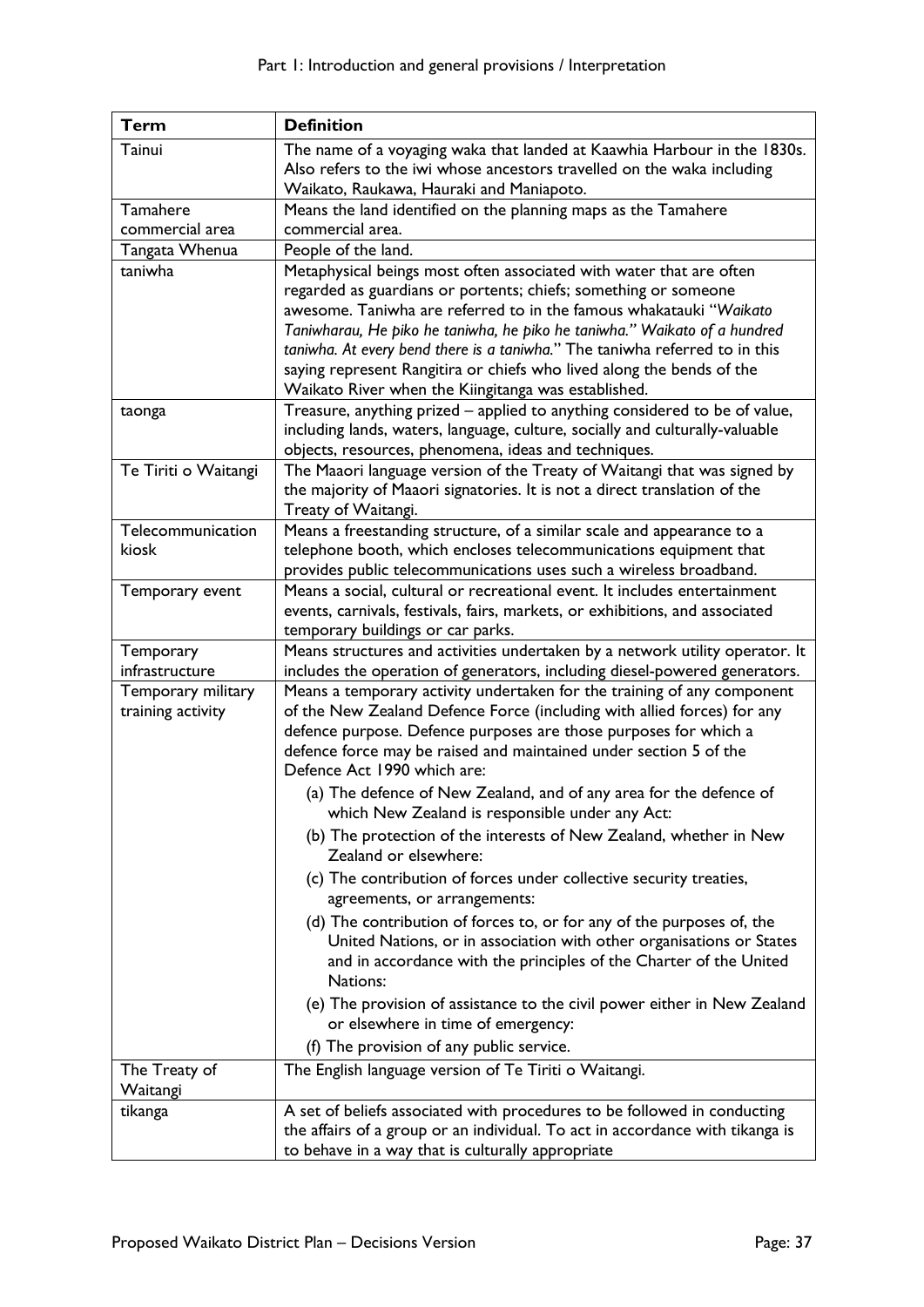| Term | Definition |
|---|---|
| Tainui | The name of a voyaging waka that landed at Kaawhia Harbour in the 1830s. Also refers to the iwi whose ancestors travelled on the waka including Waikato, Raukawa, Hauraki and Maniapoto. |
| Tamahere commercial area | Means the land identified on the planning maps as the Tamahere commercial area. |
| Tangata Whenua | People of the land. |
| taniwha | Metaphysical beings most often associated with water that are often regarded as guardians or portents; chiefs; something or someone awesome. Taniwha are referred to in the famous whakatauki "*Waikato Taniwharau, He piko he taniwha, he piko he taniwha.*" *Waikato of a hundred taniwha. At every bend there is a taniwha.*" The taniwha referred to in this saying represent Rangitira or chiefs who lived along the bends of the Waikato River when the Kiingitanga was established. |
| taonga | Treasure, anything prized – applied to anything considered to be of value, including lands, waters, language, culture, socially and culturally-valuable objects, resources, phenomena, ideas and techniques. |
| Te Tiriti o Waitangi | The Maaori language version of the Treaty of Waitangi that was signed by the majority of Maaori signatories. It is not a direct translation of the Treaty of Waitangi. |
| Telecommunication kiosk | Means a freestanding structure, of a similar scale and appearance to a telephone booth, which encloses telecommunications equipment that provides public telecommunications uses such a wireless broadband. |
| Temporary event | Means a social, cultural or recreational event. It includes entertainment events, carnivals, festivals, fairs, markets, or exhibitions, and associated temporary buildings or car parks. |
| Temporary infrastructure | Means structures and activities undertaken by a network utility operator. It includes the operation of generators, including diesel-powered generators. |
| Temporary military training activity | Means a temporary activity undertaken for the training of any component of the New Zealand Defence Force (including with allied forces) for any defence purpose. Defence purposes are those purposes for which a defence force may be raised and maintained under section 5 of the Defence Act 1990 which are:<br>(a) The defence of New Zealand, and of any area for the defence of which New Zealand is responsible under any Act:<br>(b) The protection of the interests of New Zealand, whether in New Zealand or elsewhere:<br>(c) The contribution of forces under collective security treaties, agreements, or arrangements:<br>(d) The contribution of forces to, or for any of the purposes of, the United Nations, or in association with other organisations or States and in accordance with the principles of the Charter of the United Nations:<br>(e) The provision of assistance to the civil power either in New Zealand or elsewhere in time of emergency:<br>(f) The provision of any public service. |
| The Treaty of Waitangi | The English language version of Te Tiriti o Waitangi. |
| tikanga | A set of beliefs associated with procedures to be followed in conducting the affairs of a group or an individual. To act in accordance with tikanga is to behave in a way that is culturally appropriate |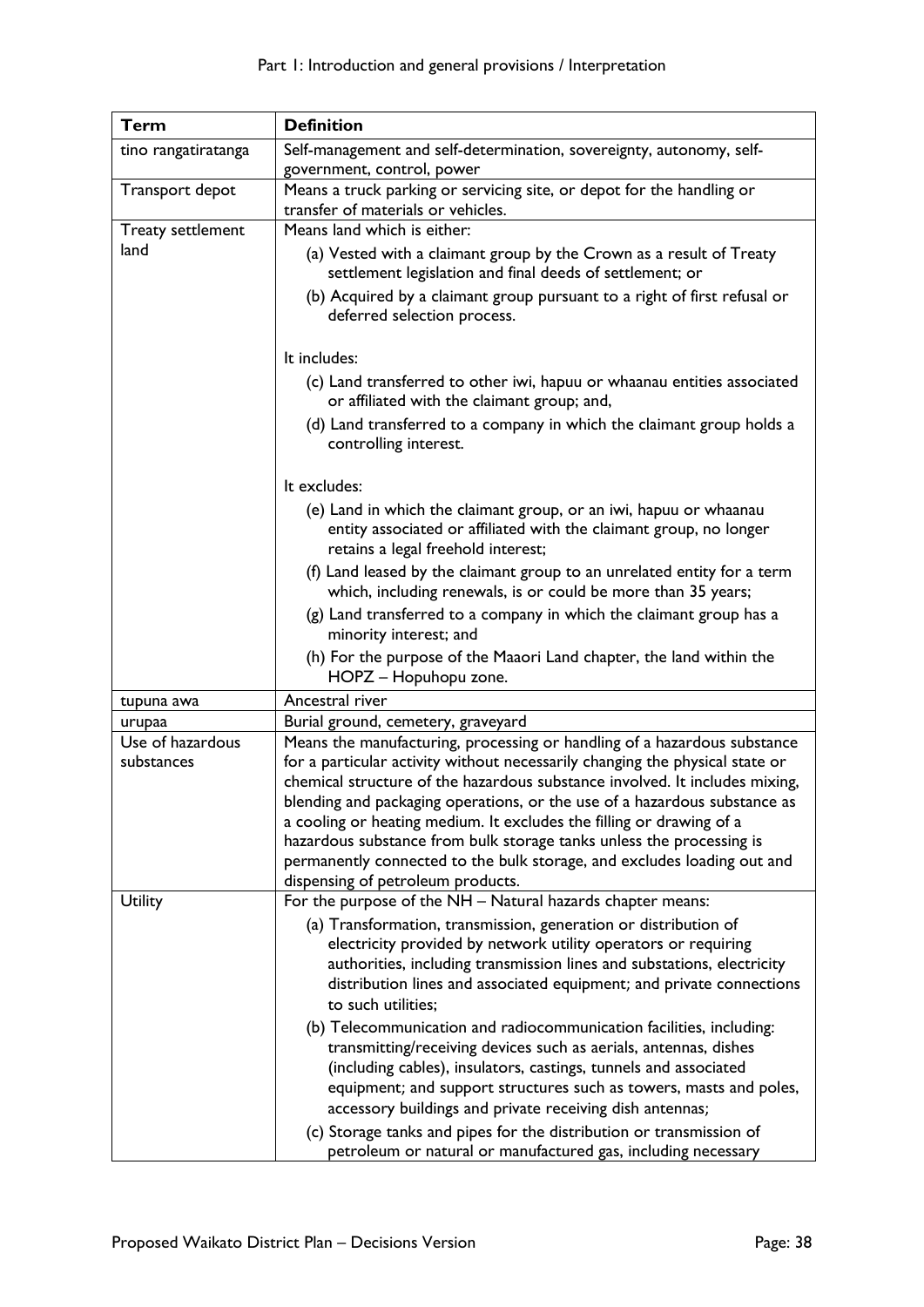| Term | Definition |
|---|---|
| tino rangatiratanga | Self-management and self-determination, sovereignty, autonomy, self-government, control, power |
| Transport depot | Means a truck parking or servicing site, or depot for the handling or transfer of materials or vehicles. |
| Treaty settlement land | Means land which is either:<br>(a) Vested with a claimant group by the Crown as a result of Treaty settlement legislation and final deeds of settlement; or<br>(b) Acquired by a claimant group pursuant to a right of first refusal or deferred selection process.<br><br>It includes:<br>(c) Land transferred to other iwi, hapuu or whaanau entities associated or affiliated with the claimant group; and,<br>(d) Land transferred to a company in which the claimant group holds a controlling interest.<br><br>It excludes:<br>(e) Land in which the claimant group, or an iwi, hapuu or whaanau entity associated or affiliated with the claimant group, no longer retains a legal freehold interest;<br>(f) Land leased by the claimant group to an unrelated entity for a term which, including renewals, is or could be more than 35 years;<br>(g) Land transferred to a company in which the claimant group has a minority interest; and<br>(h) For the purpose of the Maaori Land chapter, the land within the HOPZ – Hopuhopu zone. |
| tupuna awa | Ancestral river |
| urupaa | Burial ground, cemetery, graveyard |
| Use of hazardous substances | Means the manufacturing, processing or handling of a hazardous substance for a particular activity without necessarily changing the physical state or chemical structure of the hazardous substance involved. It includes mixing, blending and packaging operations, or the use of a hazardous substance as a cooling or heating medium. It excludes the filling or drawing of a hazardous substance from bulk storage tanks unless the processing is permanently connected to the bulk storage, and excludes loading out and dispensing of petroleum products. |
| Utility | For the purpose of the NH – Natural hazards chapter means:<br>(a) Transformation, transmission, generation or distribution of electricity provided by network utility operators or requiring authorities, including transmission lines and substations, electricity distribution lines and associated equipment; and private connections to such utilities;<br>(b) Telecommunication and radiocommunication facilities, including: transmitting/receiving devices such as aerials, antennas, dishes (including cables), insulators, castings, tunnels and associated equipment; and support structures such as towers, masts and poles, accessory buildings and private receiving dish antennas;<br>(c) Storage tanks and pipes for the distribution or transmission of petroleum or natural or manufactured gas, including necessary |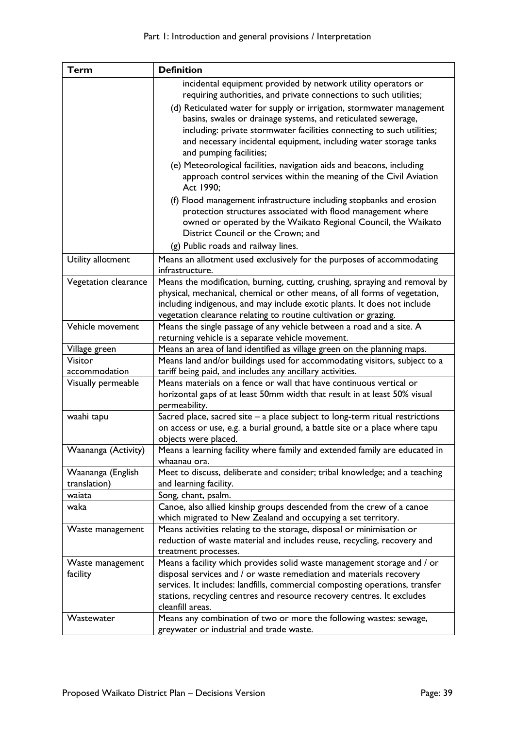| Term | Definition |
|---|---|
| | incidental equipment provided by network utility operators or requiring authorities, and private connections to such utilities;<br>(d) Reticulated water for supply or irrigation, stormwater management basins, swales or drainage systems, and reticulated sewerage, including: private stormwater facilities connecting to such utilities; and necessary incidental equipment, including water storage tanks and pumping facilities;<br>(e) Meteorological facilities, navigation aids and beacons, including approach control services within the meaning of the Civil Aviation Act 1990;<br>(f) Flood management infrastructure including stopbanks and erosion protection structures associated with flood management where owned or operated by the Waikato Regional Council, the Waikato District Council or the Crown; and<br>(g) Public roads and railway lines. |
| Utility allotment | Means an allotment used exclusively for the purposes of accommodating infrastructure. |
| Vegetation clearance | Means the modification, burning, cutting, crushing, spraying and removal by physical, mechanical, chemical or other means, of all forms of vegetation, including indigenous, and may include exotic plants. It does not include vegetation clearance relating to routine cultivation or grazing. |
| Vehicle movement | Means the single passage of any vehicle between a road and a site. A returning vehicle is a separate vehicle movement. |
| Village green | Means an area of land identified as village green on the planning maps. |
| Visitor accommodation | Means land and/or buildings used for accommodating visitors, subject to a tariff being paid, and includes any ancillary activities. |
| Visually permeable | Means materials on a fence or wall that have continuous vertical or horizontal gaps of at least 50mm width that result in at least 50% visual permeability. |
| waahi tapu | Sacred place, sacred site – a place subject to long-term ritual restrictions on access or use, e.g. a burial ground, a battle site or a place where tapu objects were placed. |
| Waananga (Activity) | Means a learning facility where family and extended family are educated in whaanau ora. |
| Waananga (English translation) | Meet to discuss, deliberate and consider; tribal knowledge; and a teaching and learning facility. |
| waiata | Song, chant, psalm. |
| waka | Canoe, also allied kinship groups descended from the crew of a canoe which migrated to New Zealand and occupying a set territory. |
| Waste management | Means activities relating to the storage, disposal or minimisation or reduction of waste material and includes reuse, recycling, recovery and treatment processes. |
| Waste management facility | Means a facility which provides solid waste management storage and / or disposal services and / or waste remediation and materials recovery services. It includes: landfills, commercial composting operations, transfer stations, recycling centres and resource recovery centres. It excludes cleanfill areas. |
| Wastewater | Means any combination of two or more the following wastes: sewage, greywater or industrial and trade waste. |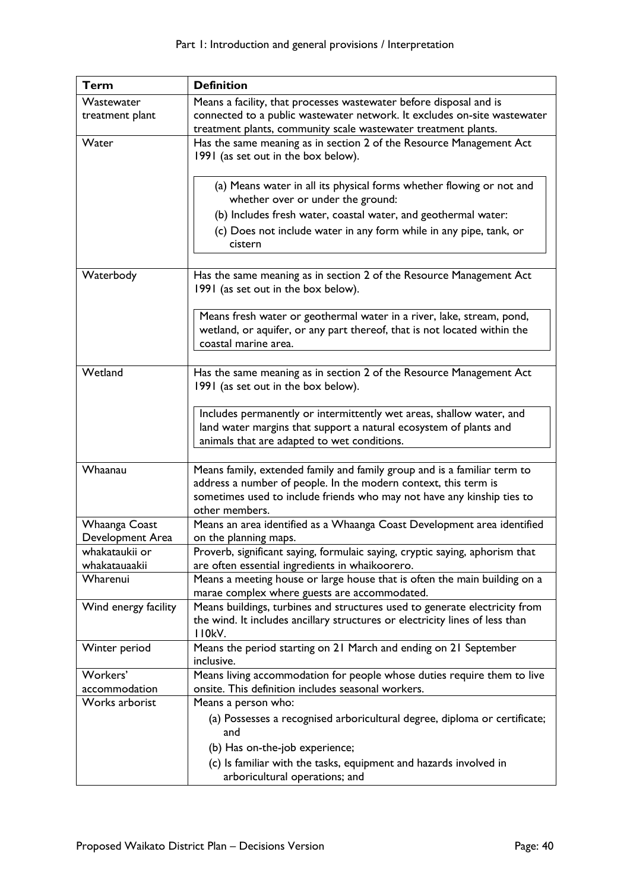| Term | Definition |
| --- | --- |
| Wastewater treatment plant | Means a facility, that processes wastewater before disposal and is connected to a public wastewater network. It excludes on-site wastewater treatment plants, community scale wastewater treatment plants. |
| Water | Has the same meaning as in section 2 of the Resource Management Act 1991 (as set out in the box below).<br><br>(a) Means water in all its physical forms whether flowing or not and whether over or under the ground:<br>(b) Includes fresh water, coastal water, and geothermal water:<br>(c) Does not include water in any form while in any pipe, tank, or cistern |
| Waterbody | Has the same meaning as in section 2 of the Resource Management Act 1991 (as set out in the box below).<br><br>Means fresh water or geothermal water in a river, lake, stream, pond, wetland, or aquifer, or any part thereof, that is not located within the coastal marine area. |
| Wetland | Has the same meaning as in section 2 of the Resource Management Act 1991 (as set out in the box below).<br><br>Includes permanently or intermittently wet areas, shallow water, and land water margins that support a natural ecosystem of plants and animals that are adapted to wet conditions. |
| Whaanau | Means family, extended family and family group and is a familiar term to address a number of people. In the modern context, this term is sometimes used to include friends who may not have any kinship ties to other members. |
| Whaanga Coast Development Area | Means an area identified as a Whaanga Coast Development area identified on the planning maps. |
| whakataukii or whakatauaakii | Proverb, significant saying, formulaic saying, cryptic saying, aphorism that are often essential ingredients in whaikoorero. |
| Wharenui | Means a meeting house or large house that is often the main building on a marae complex where guests are accommodated. |
| Wind energy facility | Means buildings, turbines and structures used to generate electricity from the wind. It includes ancillary structures or electricity lines of less than 110kV. |
| Winter period | Means the period starting on 21 March and ending on 21 September inclusive. |
| Workers' accommodation | Means living accommodation for people whose duties require them to live onsite. This definition includes seasonal workers. |
| Works arborist | Means a person who:<br>(a) Possesses a recognised arboricultural degree, diploma or certificate; and<br>(b) Has on-the-job experience;<br>(c) Is familiar with the tasks, equipment and hazards involved in arboricultural operations; and |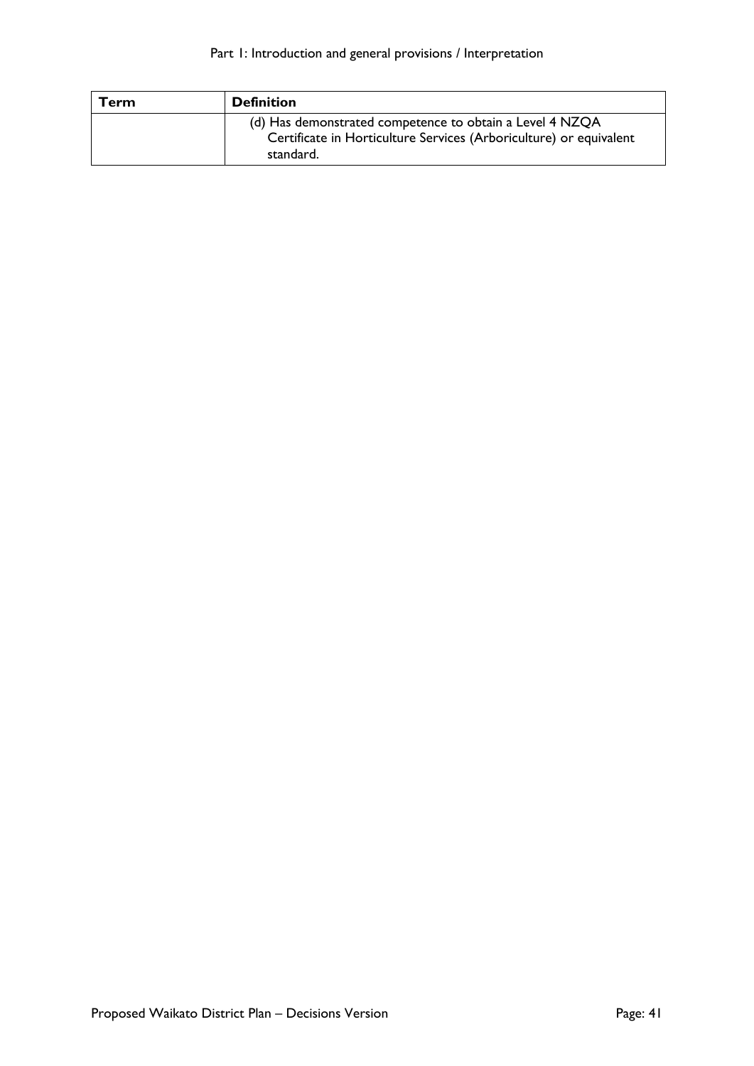| Term | Definition |
| --- | --- |
| | (d) Has demonstrated competence to obtain a Level 4 NZQA Certificate in Horticulture Services (Arboriculture) or equivalent standard. |